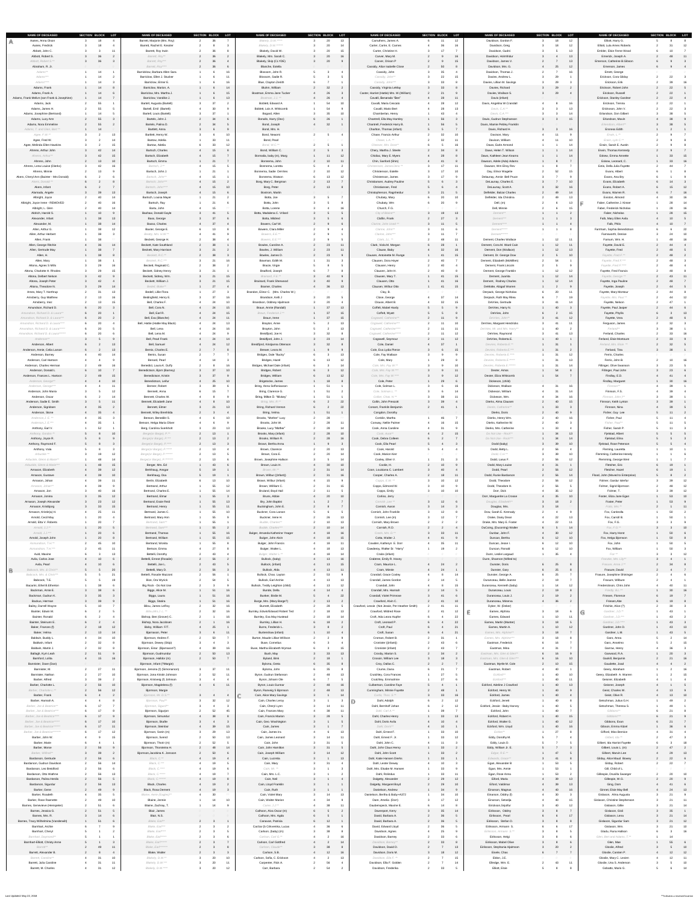| NAME OF DECEASED | SECTION | BLOCK | LOT |
|---|---|---|---|
| **A** | | | |
| Aanes, Anna Olsen | 3 | 18 | 4 |
| Aanes, Fredrick | 3 | 18 | 4 |
| Abbott, John C. | 3 | 3 | 11 |
| Abbott, Robert S. | 3 | 36 | 2 |
| Abbott, Robert S.** | 3 | 36 | 3 |
| Abraham, R. Jr. | | | |
| Adams** | 1 | 14 | 1 |
| Adams** | 1 | 14 | 2 |
| Adams** | 1 | 14 | 3 |
| Adams, Frank | 1 | 14 | 8 |
| Adams, Frank A. | 1 | 14 | 6 |
| Adams, Frank Melvin (son Frank & Josephine) | 1 | 14 | 7 |
| Adams, Jack | 2 | 55 | 1 |
| Adams, James W. | 2 | 55 | 5 |
| Adams, Josephine (Bertrand) | 1 | 14 | 5 |
| Adams, Lucy Ann | 2 | 55 | 3 |
| Adams, Nora Emmaline | 2 | 55 | 2 |
| Adams, T. and Mary, Ben ** | 1 | 14 | |
| Agee, Fred ** | 3 | 2 | 13 |
| Agee, Fred W. | 3 | 2 | 14 |
| Agee, Melinda Ellen Hawkins | 3 | 2 | 15 |
| Ahrens, Arthur John | 3 | 42 | 14 |
| Ahrens, Arthur** | 3 | 42 | 15 |
| Ahrens, John | 2 | 13 | 10 |
| Ahrens, Lena Louise (Dierks) | 3 | 42 | 16 |
| Ahrens, Minnie | 2 | 13 | 9 |
| Akers, Cheryl Ann (Bashler - Kim Donald) | 6 | 2 | 6 |
| Akers, Donald** | 6 | 2 | 8 |
| Akers, Infant | 6 | 2 | 7 |
| Alamuda, Angele | 3 | 39 | 13 |
| Albright, Joyce | 2 | 40 | 14 |
| Albright, Joyce Irene - REMOVED | 2 | 40 | 16 |
| Albright, L. Glen | 2 | 40 | 14 |
| Aldrich, Harold S. | 1 | 43 | 9 |
| Alexander, Infant | 1 | 38 | 13 |
| Alexander, M. | 1 | 38 | 14 |
| Allen, Arthur G. | 1 | 38 | 2 |
| Allen, Arthur Herbert | 1 | 38 | 3 |
| Allen, Frank | 1 | 38 | |
| Allen, George Ritchie | 4 | 36 | 14 |
| Allen, Gertrude May | 1 | 38 | 7 |
| Allen, H. | 1 | 38 | 8 |
| Allen, Mary | 1 | 38 | 1 |
| Allen, Agnes S Mills | 3 | 29 | 16 |
| Altona, Charlotte H. Rhodes | 3 | 29 | 15 |
| Altona, Delbert Nelson | 3 | 42 | 9 |
| Altona, Joseph Peter | 3 | 42 | 4 |
| Altona, Theodore N. | 3 | 29 | 14 |
| Ames, Mary T. Northrup | 2 | 31 | 13 |
| Amsberry, Guy Matthew | 2 | 13 | 16 |
| Amsberry, Inez | 2 | 13 | 15 |
| Amundson, Richard D. | 6 | 20 | 3 |
| Amundson, Richard D & Laura** | 6 | 20 | 1 |
| Amundson, Richard D & Laura*** | 6 | 20 | 2 |
| Amundson, Richard D & Laura**** | 6 | 20 | 4 |
| Amundson, Richard D & Laura***** | 6 | 20 | 5 |
| Amundson, Richard D & Laura****** | 6 | 20 | 6 |
| Anderson** | 3 | 5 | 9 |
| Anderson, Albert | 6 | 2 | 13 |
| Anderson, Annie Celia Larsen | 6 | 2 | 13 |
| Anderson, Barney | 4 | 40 | 14 |
| Anderson, Carl Hudson | 4 | 4 | 3 |
| Anderson, Charles Herman | 2 | 49 | 16 |
| Anderson, Donald L. | 6 | 10 | 7 |
| Anderson, Frances L. Hudson | 2 | 49 | 15 |
| Anderson, George** | 4 | 4 | 10 |
| Anderson, George** | 4 | 4 | 11 |
| Anderson, John Mania | 3 | 5 | 12 |
| Anderson, Oscar | 4 | 4 | 14 |
| Anderson, Sadie E. Smith | 3 | 5 | 11 |
| Anderson, Signalman | 4 | 35 | 2 |
| Anderson, Stone | 4 | 35 | 4 |
| Anderson, J. E.** | 4 | 35 | 3 |
| Anderson, J. E.** | 4 | 35 | 1 |
| Anthony, Earl V. | 4 | 52 | 1 |
| Anthony, Gerholio** | 5 | 8 | 10 |
| Anthony, Joyce R. | 5 | 8 | 9 |
| Anthony, Raymond E. | 5 | 8 | 11 |
| Anthony, Viola | 5 | 8 | 3 |
| Arbuckle** | 4 | 19 | 12 |
| Arbuckle** | 1 | 48 | 14 |
| Arbuckle, Grant & Mabel** | 1 | 48 | 15 |
| Arnason, Elizabeth | 4 | 39 | 12 |
| Arnason, Gustave | 4 | 39 | 10 |
| Arnason, Johan | 4 | 39 | 11 |
| Arnason, Johan** | 4 | 39 | 9 |
| Arnason, Jon | 3 | 40 | 16 |
| Arnason, Jonina | 3 | 35 | 12 |
| Arnason, Joseph Alexander | 3 | 23 | 12 |
| Arnason, Kristbjorg | 3 | 33 | 15 |
| Arnason, Kristbjorg H. | 4 | 25 | 11 |
| Arnold, Cecil May | 1 | 20 | 4 |
| Arnold, Ella V. Roberts | 1 | 20 | 7 |
| Arnold, J. L.** | 1 | 20 | 5 |
| Arnold, J.L.** | 1 | 20 | 6 |
| Arnold, Joseph John | 1 | 20 | 8 |
| Arrowsmith, T.H.** | 2 | 45 | 10 |
| Arrowsmith, T.H.** | 2 | 45 | 11 |
| Auld, Maxine | 6 | 3 | 11 |
| Avila, Carlos Jose | 4 | 10 | 6 |
| Avila, Pearl | 4 | 10 | 5 |
| **B** | | | |
| Babcock, Mr. & Child** | 5 | 5 | 20 |
| Babcock, Mr. & Child** | 5 | 5 | 21 |
| Babcock, T.B. | 5 | 5 | 11 |
| Bacarini, Ethel B. Etherton | 1 | 18 | 6 |
| Backman, Annie E. | 3 | 38 | 6 |
| Backman, Gudrun K. | 3 | 35 | 3 |
| Backus, Herman | 3 | 39 | 9 |
| Bailey, Darrell Wayne | 5 | 10 | 7 |
| Baxter, Edwin M. | 6 | 2 | 5 |
| Bainter, Ronald | 6 | 2 | 4 |
| Bainter, Stenson E. | 6 | 2 | 3 |
| Baker, Frances (f) | 2 | 18 | 12 |
| Baker, Velma | 2 | 13 | 14 |
| Baldwin, Buddy L. | 4 | 34 | 10 |
| Baldwin, Infant | 2 | 32 | 8 |
| Baldwin, Martin J. | 2 | 32 | 8 |
| Ballagh, Kym Leah | 2 | 51 | 9 |
| Bamford, Letha | 4 | 15 | 16 |
| Banister, Dave (Don) | | | |
| Bannister, M. | 2 | 27 | 11 |
| Bannister, Nathan | 2 | 27 | 10 |
| Barber, Alfred | 3 | 39 | 2 |
| Barber, Charlotte L. | 2 | 56 | 10 |
| Barber, Charlotte L.** | 2 | 56 | 12 |
| Barber, Frank | 6 | 4 | 2 |
| Barber, Hannah A. | 4 | 4 | 8 |
| Barber, Joe & Beatrice** | 6 | 17 | 7 |
| Barber, Joe & Beatrice** | 6 | 17 | 8 |
| Barber, Joe & Beatrice** | 6 | 17 | 9 |
| Barber, Joe & Beatrice** | 6 | 17 | 10 |
| Barber, Joe & Beatrice** | 6 | 17 | 11 |
| Barber, Joe & Beatrice** | 6 | 17 | 12 |
| Barber, John W. | 4 | 9 | 15 |
| Barber, Mabel | 4 | 9 | 16 |
| Barber, Minnie | 2 | 56 | 9 |
| Barber, William** | 3 | 39 | 2 |
| Bardanson, Gertrude | 2 | 56 | 6 |
| Bardanson, Gudrun Davidson | 2 | 56 | 14 |
| Bardanson, Lee Bradford | 2 | 56 | 6 |
| Bardanson, Otto Walfrine | 2 | 56 | 13 |
| Bardanson, Petrea Hendla | 2 | 56 | 5 |
| Bardanson, Sigurdur | 2 | 56 | 13 |
| Barker, Gene | 2 | 49 | 9 |
| Barker, Rosabelle | 4 | 35 | 5 |
| Barker, Rose Ravnette | 2 | 49 | 10 |
| Barnes, Genevieve (Hempstler) | 2 | 51 | 16 |
| Barnes, Jessica G. | 2 | 51 | 5 |
| Barnes, Wm. R. | 2 | 51 | 6 |
| Barnes, Tracy Wilhelmina (Vanderwell) | 1 | 51 | 6 |
| Barnhart, Archie | 6 | 7 | 9 |
| Barnhart, Cheryl | 6 | 5 | 1 |
| Barnhart, Daymond** | 5 | 1 | 1 |
| Barnhart-Elliott, Christy Anne | 5 | 1 | 3 |
| Barrett** | 4 | 49 | 11 |
| Barrett, Alexander B. | 2 | 8 | 4 |
| Barrett, Caroline** | 4 | 31 | 12 |
| Barrett, Julia Caroline | 4 | 31 | 11 |
| Barrett, M. Charles | 4 | 31 | 12 |
| Barrett, Marjorie (Mrs. Roy) | 2 | 36 | 3 |
| Barrett, Rachel E. Kessler | 2 | 36 | 1 |
| Barrett, Roy Irwin | 2 | 36 | 6 |
| Barrett, Roy** | 2 | 36 | 2 |
| Barrett, Roy** | 2 | 36 | 4 |
| Barrett, Roy** | 2 | 36 | 6 |
| Barricklow, Barbara Allen Sass | 1 | 6 | 10 |
| Barricklow, Ellen J. Stucker | 1 | 6 | 11 |
| Barricklow, Elmer E. | 1 | 6 | 16 |
| Barricklow, Marlen A. | 1 | 6 | 14 |
| Barricklow, Mrs. Martha J. | 1 | 6 | 15 |
| Barricklow, Varaline J. | 1 | 6 | 13 |
| Bartell, Augustus (Bartell) | 3 | 37 | 2 |
| Bartell, Emil (Bartell) | 3 | 30 | 9 |
| Bartell, Louis (Bartell) | 3 | 37 | 1 |
| Bartels, John J. | 2 | 34 | 6 |
| Bartels, Palma D. | 2 | 34 | 5 |
| Bartlett, Anna | 3 | 6 | 9 |
| Bartlett, Henry W. | 3 | 6 | 10 |
| Bartow, Adelia | 1 | 33 | 11 |
| Bartow, Adelia | 6 | 33 | 12 |
| Bartsch, Charles | 4 | 15 | 7 |
| Bartsch, Elizabeth | 4 | 15 | 7 |
| Bartsch, Emma | 1 | 21 | 7 |
| Bartsch, J.** | 4 | 16 | 5 |
| Bartsch, John J. | 1 | 21 | 1 |
| Bartsch, John** | 4 | 15 | 1 |
| Bartsch, John** | 4 | 15 | 2 |
| Bartsch, John** | 4 | 15 | 10 |
| Bartsch, Julia | 1 | 21 | 2 |
| Bartsch, Louisa Mayer | 1 | 21 | 2 |
| Bartsch, Ray | 1 | 21 | 6 |
| Bartz, John | 4 | 15 | 3 |
| Bashaw, Donald Gayle | 3 | 41 | 5 |
| Bass, George | 3 | 37 | 6 |
| Bassa, Charles | 4 | 37 | 4 |
| Bauer, George E. | 6 | 13 | 8 |
| Bealey, Mrs. H.W.** | 4 | 41 | 8 |
| Beckett, George H. | 2 | 38 | 4 |
| Beckett, Kate Southland | 2 | 38 | 1 |
| Beckett, Mary Harrison | 3 | 21 | 2 |
| Beckett, R.C.** | 2 | 38 | 3 |
| Beckett, Victoria | 4 | 15 | 10 |
| Beckett, William | 3 | 21 | 15 |
| Bedell, Lillie Flora | 1 | 27 | 3 |
| Bedingfield, Henry E. | 3 | 37 | 16 |
| Bell, Charles F. | 4 | 24 | 10 |
| Bell, Cora N. | 4 | 24 | 15 |
| Bell, Earl R. | 4 | 24 | 15 |
| Bell, Eva (Blanche) | 4 | 24 | 11 |
| Bell, Hattie (Hattie May Black) | 4 | 24 | 13 |
| Bell, Lewis | 4 | 24 | 16 |
| Bell, Lena M. | 4 | 24 | 9 |
| Bell, Pearl Frank | 4 | 24 | 14 |
| Bell, Samuel | 4 | 24 | 12 |
| Bemis, Charles E. | 2 | 7 | 8 |
| Bemis, Susan | 2 | 7 | 7 |
| Bennett, Pearl | 4 | 14 | 3 |
| Benedict, Laura K. Duffy | 2 | 8 | 16 |
| Benedickson, Bjorn (Barney) | 3 | 37 | 10 |
| Benedictson, Jette | 3 | 37 | 9 |
| Benedictson, Leifur | 4 | 25 | 10 |
| Benner, Robert | 3 | 39 | 6 |
| Bennett, Anna | 6 | 15 | 7 |
| Bennett, Charles W. | 4 | 8 | 9 |
| Bennett, Elizabeth Jane | 3 | 21 | 13 |
| Bennett, Elmer | 3 | 21 | 13 |
| Bennett, Wiley Weshilda | 2 | 3 | 4 |
| Benson, Benedikt S. | 4 | 36 | 10 |
| Benson, Helga Maria Olsen | 4 | 6 | 9 |
| Berg, Caroline Sveinhold | 2 | 23 | 13 |
| Bergeron Bargey, P.** | 2 | 13 | 1 |
| Bergeron Bargey, P.** | 2 | 13 | 2 |
| Bergeron Bargey, P.** | 2 | 13 | 3 |
| Bergeron Bargey, P.** | 2 | 13 | 4 |
| Bergeron Bargey, P.** | 2 | 13 | 5 |
| Bergeron Bargey, P.** | 2 | 13 | 6 |
| Berger, Mrs. Ed | 1 | 43 | 6 |
| Berkhaug, Ansgar | 5 | 19 | 1 |
| Berkhaug, Asa | 5 | 19 | 2 |
| Bertrand, Adolph | 6 | 13 | 10 |
| Bertrand, Arthur | 1 | 55 | 12 |
| Bertrand, Charles E. | 1 | 55 | 14 |
| Bertrand, Elmar | 1 | 55 | 13 |
| Bertrand, Essie Noel | 1 | 55 | 13 |
| Bertrand, Henry | 1 | 55 | 11 |
| Bertrand, James C. | 1 | 55 | 10 |
| Bertrand, Mary Ann | 1 | 55 | 9 |
| Bertrand, Peter | 1 | 55 | 16 |
| Bertrand, Sam** | 1 | 55 | 2 |
| Bertrand, Theodore | 1 | 55 | 16 |
| Bertrand, William | 1 | 55 | 15 |
| Bertrand, Wanda | 1 | 55 | 8 |
| Bettelli, Dorothy | 2 | 48 | 4 |
| Bettelli, Ernest (Rosalie) | 2 | 56 | 2 |
| Bettelli, Jim L. | 2 | 56 | 3 |
| Bettelli, Mary D. | 2 | 56 | 3 |
| Bettelli, Rosalie Mazzoni | 2 | 56 | 1 |
| Bice, Ora Wylock | 2 | 54 | 5 |
| Big Rock - Do Not Use | 2 | 3 | 9 |
| Biggs, Alice M. | 1 | 51 | 16 |
| Biggs, Laura | 1 | 51 | 15 |
| Biggs, Sadra | 1 | 51 | 16 |
| Bilou, James LeRoy | 2 | 32 | 16 |
| Bilou, Mrs. J. L.** | 2 | 32 | 15 |
| Bishop, Bee (Grover) C. | 2 | 1 | 16 |
| Bishop, Nora Jacobsen | 2 | 1 | 16 |
| Bisby, William F.T. | 4 | 25 | 1 |
| Bjarnason, Peter | 2 | 6 | 11 |
| Bjornson, Andres F. | 2 | 50 | 7 |
| Bjornson, Dewey (Skip) | 3 | 4 | 3 |
| Bjornson, Elise (Bjarnason) | 2 | 39 | 16 |
| Bjornson, Gudmundur | 2 | 50 | 13 |
| Bjornson, Halldór (m) | 2 | 50 | 7 |
| Bjornson, Infant (Thengie) | | | |
| Bjornson, Jessie (f) (Simonarson) | 3 | 37 | 11 |
| Bjornson, Jona Kristin Johnson | 2 | 52 | 11 |
| Bjornson, Kristmog (f) Johnson | 3 | 4 | 5 |
| Bjornson, Magdalena (f) | 4 | 6 | 11 |
| Bjornson, Paul** | 3 | 32 | 12 |
| Bjornson, Sigjon** | 3 | 52 | 13 |
| Bjornson, Sigurdur | 3 | 52 | 14 |
| Bjornson, Simundur | 4 | 38 | 8 |
| Bjornson, Skafte | 3 | 4 | 3 |
| Bjornson, Steinbor | 4 | 49 | 12 |
| Bjornson, Svein (m) | 2 | 29 | 13 |
| Bjornson, Sveind | 2 | 50 | 13 |
| Bjornson, Thorir (m) | 3 | 52 | 5 |
| Bjornson, Thorsteina H. | 4 | 49 | 14 |
| Bjornson, Jacobina K. Jonsson | 2 | 50 | 6 |
| Black, Charles | 4 | 5 | 14 |
| Black, Ross Dement | 4 | 19 | 3 |
| Blaine, Jamie | 1 | 14 | 10 |
| Blaine, Zachay, T. | 1 | 14 | 9 |
| Blake, Walter | 2 | 8 | 4 |
| Blakely, D.M.** | 3 | 20 | 13 |
| Blakely, D.M.** | 3 | 20 | 14 |
| Blakely, David M. | 3 | 20 | 15 |
| Blakely, Mrs. Sarah C. | 3 | 20 | 16 |
| Blakely, Skip (CLYDE) | 3 | 20 | 9 |
| Blanche, Estella | | | |
| Blossom, John R. | 5 | 3 | 4 |
| Blossom, Justin R. | 5 | 3 | 5 |
| Blue, Clayton Zenith | 6 | 7 | 1 |
| Bluhm, William | 2 | 32 | 2 |
| Boatman, Emma Jane Tucker | 4 | 26 | 3 |
| Boatman, J. L. | 4 | 26 | 4 |
| Bobbitt, Edward A. | 1 | 54 | 10 |
| Bobbitt, Lois A. Whitcomb | 1 | 54 | 9 |
| Bogard, Allen | 3 | 35 | 10 |
| Bonallo, Harry (Doc) | 6 | 26 | 1 |
| Bond, Joseph | 3 | 10 | 1 |
| Bond, Mrs. H. | | | |
| Bond, Neaomi | 2 | 5 | 1 |
| Bond, Pearl | | | |
| Bond, W.C.** | 2 | 5 | 1 |
| Bond, William C. | 2 | 5 | 3 |
| Bonnasia, baby (m), Marg | 1 | 11 | 12 |
| Bonneroo, John | 2 | 10 | 11 |
| Bonneroo, Letetia | 5 | 4 | 2 |
| Bonneroo, Sadie Dennes | 2 | 10 | 12 |
| Bonneroo, Weston | 6 | 13 | 12 |
| Borg, Mary C. Bergman | 2 | 13 | 7 |
| Borg, Peter | 2 | 13 | 8 |
| Botta, Joe | 3 | 5 | 7 |
| Botta, John | 3 | 5 | 8 |
| Botta, Lorene | 3 | 4 | 16 |
| Botta, Madelena C. Willard | 3 | 5 | 5 |
| Botta, Mildred | 3 | 5 | 6 |
| Botta, Nick | 3 | 5 | 6 |
| Bowers, Carl W. | 2 | 9 | 4 |
| Bowers, Clara Miller | 2 | 9 | 4 |
| Bowers, E.E.** | 2 | 9 | 3 |
| Bowers, E.E.** | 2 | 9 | 5 |
| Bowles, Caroline A. | 2 | 23 | 11 |
| Bowles, J. William | 2 | 23 | 11 |
| Bowles, James D. | 2 | 23 | 9 |
| Bowman, Edith M. | 1 | 51 | 3 |
| Bracie, Virgie | 5 | 8 | 5 |
| Bradford, Joseph | 6 | 7 | 8 |
| Bradford, P.E.** | 3 | 40 | 8 |
| Brainard, Frank Sherwood | 3 | 40 | 9 |
| Bramer, Charles | 4 | 26 | 13 |
| Brandon, Elinor C. (Mrs. Charles W.) | | | |
| Brandon, Kraft | 3 | 20 | 5 |
| Brandon, Orbbley Hjalmson | 3 | 20 | 6 |
| Braun, Annie (Randall) | 1 | 37 | 13 |
| Braun, Frederick J.** | 1 | 37 | 15 |
| Braun, Helen | 1 | 37 | 14 |
| Brayton, Anne | 5 | 2 | 13 |
| Brayton, John | 5 | 2 | 13 |
| Brayton, J.E. | 3 | 32 | 8 |
| Breidfjord, Joh J. | 3 | 23 | 14 |
| Breidfjord, Kristjana Ottenson | 3 | 22 | 8 |
| Brewer, Leona M. | 1 | 9 | 9 |
| Bridges, Dale "Bucky" | 6 | 3 | 10 |
| Bridges, Hazel | 6 | 13 | 12 |
| Bridges, Michael Dale (infant) | 6 | 3 | 14 |
| Bridges, Robert | 6 | 3 | 12 |
| Bridges, William | 6 | 13 | 12 |
| Brigstocke, James | 1 | 18 | 8 |
| Bring, Anna Sofhinasson | 1 | 51 | 1 |
| Bring, Clarence G. | 1 | 51 | 2 |
| Bring, Milton D. "Mickey" | 1 | 51 | 1 |
| Bring, Mrs. W.** | 6 | 2 | 22 |
| Bring, Richard Vernon | 6 | 2 | 22 |
| Bring, Velma | 1 | 51 | 1 |
| Brooks, "Mother" Lucy | 2 | 28 | 1 |
| Brooks, John W. | 2 | 28 | 11 |
| Brooks, Lucy "Mother" | 2 | 28 | 10 |
| Brooks, Mary (Infant) | 2 | 28 | 10 |
| Brooks, William R. | 2 | 28 | 12 |
| Brown, Bertha Anna | 1 | 9 | 3 |
| Brown, Clarence | 2 | 20 | 13 |
| Brown, Cora E. | 2 | 20 | 14 |
| Brown, Josephine Halloon | 3 | 5 | 14 |
| Brown, Louis H. | 4 | 30 | 10 |
| Brown, Mr.** | 4 | 21 | 14 |
| Brown, Wilbur (infant) | 2 | 31 | 16 |
| Brown, Wilbur (infant) | 4 | 15 | 9 |
| Brown, William C. | 2 | 31 | 15 |
| Bruland, Boyd Hall | 2 | 11 | 5 |
| Bruns, Albin | 4 | 20 | 10 |
| Bry, John Baptist | 1 | 2 | 7 |
| Buckingham, John E. | 2 | 9 | 7 |
| Buckner, Cora Lenan | 5 | 6 | 3 |
| Buckner, Irene H. | 2 | 26 | 13 |
| Buckner, Charles** | 2 | 10 | 13 |
| Buckner, Charles | 2 | 10 | 14 |
| Bulger, Amanda Katherine Yeager | 4 | 18 | 16 |
| Bulger, John Alvin | 4 | 18 | 15 |
| Bulger, Katheryn | 4 | 18 | 11 |
| Bulger, Walter L. | 4 | 18 | 13 |
| Bulger, Walter L.** | 4 | 18 | 14 |
| Bullock, (Baby) | 4 | 13 | 16 |
| Bullock, (infant) | 4 | 13 | 15 |
| Bullock, Alta | 4 | 13 | 14 |
| Bullock, Chas. Edward | 2 | 53 | 9 |
| Bullock, Earl Archie | 4 | 13 | 12 |
| Bullock, Teddy Leighton (child) | 4 | 13 | 12 |
| Bundle, Della | 4 | 13 | 12 |
| Bunge, Mrs. (Mary Barge) | 2 | 13 | 2 |
| Burnett, Elizabeth | 2 | 18 | 15 |
| Burnley, Edwin/Edward Robert Ted | 2 | 18 | 13 |
| Burnley, Eva May Harstead | 2 | 18 | 14 |
| Burnley, Lillian H. | 2 | 18 | 12 |
| Burns, Frederick L. | 3 | 8 | 2 |
| Burnside, William | | | |
| Burton, Maude Lillian Willson | 2 | 2 | 9 |
| Buse, Cornelius | 6 | 3 | 4 |
| Bushe, Martha Elizabeth Wymer | 6 | 3 | 1 |
| Bush, May | 3 | 33 | 13 |
| Bush, Yvonne | 3 | 33 | 12 |
| Buskey, Fred | 6 | 35 | 8 |
| Bykuna, John | 6 | 35 | 5 |
| Byron, Louis Gunnar | 2 | 48 | 16 |
| Byron, Raymond Bjornson | 2 | 48 | 13 |
| Byron, Alice Mary Savings | 3 | 1 | 14 |
| **C** | | | |
| Cain, Charles Leroy | 3 | 1 | 3 |
| Cain, Cheryl Lynn | 3 | 14 | 11 |
| Cain, Clyde Thomas | 4 | 38 | 11 |
| Cain, Francis Marion | 3 | 38 | 11 |
| Cain, Geo. Washington | 3 | 1 | 5 |
| Cain, James | 3 | 1 | 7 |
| Cain, James Ira | 6 | 4 | 1 |
| Cain, James Leonard | 3 | 14 | 11 |
| Cain, John Hamilton | 3 | 1 | 2 |
| Cain, Joseph William | 3 | 14 | 12 |
| Cain, Lucretia | 3 | 1 | 1 |
| Cain, Mary | 3 | 1 | 5 |
| Cain, Mr.** | 3 | 1 | 2 |
| Cain, Mrs. L.C. | 3 | 1 | 6 |
| Cain, Neil | 3 | 14 | 2 |
| Cain, Lloyd Franklin | 3 | 1 | 4 |
| Cain, Ruth | 3 | 1 | 4 |
| Cain, Violet Mary | 3 | 14 | 13 |
| Cain, Walter Marion | 3 | 14 | 7 |
| Cain, "J.J."** | 3 | 1 | 8 |
| Calhoun, Alice (Kasey) | 2 | 29 | 8 |
| Calhoun, Mrs. Agda | 2 | 29 | 7 |
| Calhoun, (baby) (m) | 2 | 29 | 6 |
| Calhoun, Carl J.** | 2 | 29 | 11 |
| Carlson, Carl Gottfried | 3 | 29 | 14 |
| Carlson, Claude** | 3 | 29 | 13 |
| Carlson, S.B. | 3 | 29 | 8 |
| Carlson, Sofia C. Erickson | 4 | 23 | 13 |
| Carpenter, Rich A. | 2 | 56 | 4 |
| Carr, Barbara | 2 | 54 | 2 |
| Carruthers, James A. | 6 | 11 | 12 |
| Carter, Carrie E. Cuneo | 4 | 36 | 16 |
| Carter, Christine H. | 3 | 17 | 7 |
| Carver, Mary M. | 2 | 9 | 16 |
| Carver, Orson P. | 2 | 9 | 15 |
| Cassidy, Alice Isabelle Close | 3 | 50 | 8 |
| Cassidy, John | 3 | 35 | 4 |
| Cassidy, John** | 3 | 22 | 15 |
| Cassidy, John** | 3 | 33 | 8 |
| Cassidy, Virginia LeMay | 3 | 33 | 8 |
| Caster, Harriet (Hattie) Mrs. W. (William) | 2 | 21 | 8 |
| Caswell, Bernardo "Ben" | 4 | 39 | 11 |
| Cavalli, Maria Crescini | 4 | 29 | 12 |
| Cavalli, Mario Elbert | 4 | 29 | 13 |
| Chamberlain, Henry | 1 | 43 | 8 |
| Chantrell, Ella May Hankey | 1 | 56 | 3 |
| Chantrell, Frederick Harry B. | 1 | 56 | 5 |
| Charlton, Thomas (infant) | 5 | 5 | 7 |
| Chase, Francis Arthur | 2 | 32 | 10 |
| Chase, L.A.** | 2 | 32 | 11 |
| Chesser, Mrs. Rose** | 6 | 5 | 16 |
| Chery, Martha J. Steele | 2 | 34 | 8 |
| Chidlow, Mary E. Myers | 4 | 29 | 8 |
| Chin, Sanford (Shin) | 4 | 41 | 8 |
| Christensen, James Rose** | 3 | 17 | 11 |
| Christensen, Estelle | 3 | 17 | 10 |
| Christensen, Jennie | 3 | 17 | 9 |
| Christiansen, Audrey Pauline | 5 | 6 | 3 |
| Christiansen, Fred | 5 | 6 | 4 |
| Christopherson, Ragnhedur | 3 | 21 | 6 |
| Chubaty, Mary | 6 | 20 | 10 |
| Chubaty, Wm. | 6 | 20 | 9 |
| Church, F.G. | | | |
| City of Blaine** | 3 | 19 | 13 |
| Claflin, Frank | 2 | 27 | 3 |
| Clarey, Alice ** | 3 | 11 | 5 |
| Clarey, John Lloyd** | 3 | 11 | 5 |
| Clarke, John** | 3 | 11 | 6 |
| Clarke, John** | 3 | 11 | 7 |
| Clarke, L.L.** | 3 | 11 | 8 |
| Clark, Viola M. Morgan | 6 | 28 | 1 |
| Clause, Baby | 4 | 32 | 16 |
| Clauses, Antoinette M. Runge | 1 | 41 | 15 |
| Clausen, Dora Heyer | 2 | 40 | 7 |
| Clausen, Henry | 2 | 40 | 8 |
| Clausen, John H. | 2 | 40 | 9 |
| Clausen, Mary T. | 1 | 41 | 15 |
| Clausen, Otto | 1 | 41 | 16 |
| Clausen, Wilbur Otto | 1 | 41 | 15 |
| Clay, B. | | | |
| Close, George | 4 | 37 | 14 |
| Clouse, Albert B. | 4 | 32 | 15 |
| Coffelt, Mabel Hardy | 5 | 5 | 9 |
| Coffelt, Myan | 5 | 5 | 8 |
| Cogswell, Catherine** | 2 | 11 | 9 |
| Cogswell, Catherine** | 2 | 11 | 10 |
| Cogswell, Catherine** | 2 | 11 | 11 |
| Cogswell, Catherine** | 2 | 11 | 12 |
| Cogswell, Seymour | 2 | 11 | 12 |
| Cole, Daniel | 4 | 37 | 1 |
| Cole, Eva Lydia Pierce | 3 | 6 | 15 |
| Cole, Fay Wallace | 3 | 6 | 16 |
| Cole, Mary | 1 | 29 | 8 |
| Cole, Mrs. Fay W.** | 3 | 6 | 10 |
| Cole, Mrs. Fay W.** | 3 | 6 | 11 |
| Cole, Mrs. Fay W.** | 3 | 6 | 12 |
| Cole, Peter | 1 | 29 | 6 |
| Cole, Solman L. | 3 | 6 | 14 |
| Cole, Solman L.** | 3 | 6 | 14 |
| Collier, Chas. N.** | 3 | 38 | 11 |
| Collin, John Prescott | 3 | 38 | 9 |
| Congdon, Dorothy | 1 | 43 | 8 |
| Conklin, Martha | 1 | 46 | 7 |
| Conway, Nellie Palmer | 4 | 16 | 15 |
| Cook, Anna Caroline | 4 | 41 | 9 |
| Cook, Asa** | 4 | 2 | 15 |
| Cook, Debra Colleen | 6 | 2 | 7 |
| Cook, Ella Pearl | 5 | 4 | 3 |
| Cook, Harold | 5 | 4 | 4 |
| Cook, Marion Kerr | | | |
| Cooley, Ellen V. | 1 | 21 | 3 |
| Coolie, H. | 2 | 10 | 9 |
| Coon, Louisiana C. Lambert | 3 | 40 | 4 |
| Cooper, Charles A. | 2 | 18 | 11 |
| Cooper, E.W.** | 3 | 10 | 12 |
| Coppo, Edmond W. | 3 | 10 | 9 |
| Copps, Emily | 3 | 10 | 10 |
| Corliss, Jerry | | | |
| Cornish, Joe** | 3 | 12 | 6 |
| Cornett, Aaron | 3 | 14 | 3 |
| Cornish, John Frankle | 3 | 12 | 9 |
| Cornish, Lee (m) | 3 | 12 | 7 |
| Cornish, Mary Brown | 2 | 2 | 2 |
| Cornish, R.D. | 2 | 2 | 4 |
| Cotta, Walter J. | 4 | 41 | 9 |
| Cowden, Katheryn E. Dorr | 4 | 35 | 11 |
| Cowdesley, Walter Sr. "Harry" | 1 | 19 | 2 |
| Craits (Infant) | | | |
| Crabtree, Emily R. Haney | | | |
| Cram, Maurice L. | 4 | 24 | 2 |
| Cram, Minnie | 4 | 24 | 1 |
| Crandall, Grace Cooley | 6 | 8 | 14 |
| Crandall, James Gordon | 4 | 13 | 13 |
| Crandall, John | 4 | 8 | 15 |
| Crandall, Mrs. Hannah | 2 | 14 | 5 |
| Crandall, Violet Primrose | 3 | 41 | 6 |
| Crawford, Alvin C. | 2 | 41 | 10 |
| Crawford, Leslie (Not Jessie, Per Heather Smith) | 2 | 41 | 11 |
| Crawford, Mildred Rose | 2 | 41 | 12 |
| Croft, Ada Leona Hughes | 6 | 4 | 22 |
| Croft, Leonard P. | 6 | 4 | 22 |
| Croft, Paul | 6 | 4 | 21 |
| Croft, Susan | 6 | 4 | 21 |
| Cronson, Robert B. | 3 | 31 | 1 |
| Cronster (Infant) | 3 | 43 | 6 |
| Cronster (infant) | 3 | 43 | 7 |
| Crosby, Marion S. | 3 | 24 | 2 |
| Crosser, William Lee | 3 | 18 | 3 |
| Croy, Dallas C. | 2 | 5 | 9 |
| Crume, Dana | 6 | 21 | 7 |
| Cruickhey, Cora Frances | 1 | 27 | 5 |
| Cruickshey, Emmaline | 1 | 27 | 6 |
| Culbertson, Caroline Faye | 5 | 4 | 1 |
| Cunningham, Minnie Fayette | 2 | 49 | 13 |
| Curtis, Thos. E.** | 3 | 33 | 16 |
| **D** | | | |
| Dahl, Adolph | 6 | 2 | 12 |
| Dahl, Benthoff Johan | 6 | 2 | 12 |
| Dahl, Carl A.** | 1 | 39 | |
| Dahl, Charles Henry | 1 | 33 | 13 |
| Dahl, Doris Avila | 4 | 10 | 4 |
| Dahl, Ernest F. | 1 | 33 | 10 |
| Dahl, Ernest F. Jr. | 1 | 33 | 12 |
| Dahl, John C. | 1 | 33 | 5 |
| Dahl, John Ettore Henry | 1 | 33 | 9 |
| Dahl, John Scott | 1 | 33 | 2 |
| Dahl, Katie Hansen Dierks | 1 | 33 | 3 |
| Dahl, Lester Dewey | 4 | 33 | 9 |
| Dahl, Mrs. Elsabe H. Hansen | 1 | 33 | 9 |
| Dalgety, Alexander | 2 | 29 | 11 |
| Dalgety, Margaret Boyd | 2 | 29 | 10 |
| Danielson, Andrew | 2 | 49 | 10 |
| Danielson, Bertha & Baby+A372 | 2 | 49 | 9 |
| Dare, Amelia (Dart) | 2 | 51 | 12 |
| Daubenspeck, Maxine E. | 6 | 14 | 8 |
| Davenport, Kerry | 6 | 5 | 22 |
| David, Barbara A. | 2 | 8 | 5 |
| David, Barbara A. | 2 | 56 | 5 |
| David, Edward Lloyd | 2 | 56 | 6 |
| Davidson, Barney | 2 | 33 | 8 |
| Davidson, Bertha** | 2 | 33 | 6 |
| Davidson, David D. | 2 | 15 | 2 |
| Davidson, Dora H. | 2 | 18 | 12 |
| Davidson, Dora Hr.** | 2 | 18 | 9 |
| Davidson, Emil F. Goldin | 2 | 7 | 14 |
| Davidson, Frederika | 2 | 33 | 5 |
| Davidson, Gordon F. | 3 | 18 | 12 |
| Davidson, Greg | 3 | 18 | 12 |
| Davidson, Gudni | 3 | 5 | 13 |
| Davidson, Hornfridur | 3 | 4 | 13 |
| Davidson, James H. | 2 | 7 | 13 |
| Davidson, Wm. G. | 4 | 25 | 12 |
| Davidson, Thomas J. | 2 | 7 | 16 |
| Davies, Andrew L. | 3 | 29 | 1 |
| Davies, Cyrus | 3 | 29 | 3 |
| Davies, Richard | 3 | 29 | 2 |
| Davies, Wallace S. | 3 | 29 | 4 |
| Davis (infant) | | | |
| Davis, Angelina W Crandall | 4 | 8 | 16 |
| Davis, C.A.** | 4 | 29 | 13 |
| Davis, C.A.** | 3 | 3 | 14 |
| Davis, Gudrun Stephanson | 3 | 3 | 15 |
| Davis, Louise Pemley Franklin | | | |
| Davis, Richard H. | 3 | 3 | 10 |
| Davison, Mary | 4 | 11 | 9 |
| Davison, William | 4 | 11 | 10 |
| Daws, Earle Armond | 1 | 1 | 14 |
| Dawson, Adele (Ada) Adams | 1 | 8 | 7 |
| Dawson, Wm Elroy Rev | 1 | 8 | 7 |
| Day, Elinor Magette | 2 | 52 | 15 |
| Delarney, Annie Bell Pruce | 3 | 7 | 9 |
| DeLaurnay, Charles E. | 3 | 7 | 10 |
| DeLaurnay, Scott A. | 3 | 32 | 16 |
| DeRelter, Balzar Charles | 2 | 49 | 14 |
| DeRelder, Ida Christina | 2 | 49 | 13 |
| Dell, (m) | 2 | 6 | 13 |
| Dell, Minnie | 2 | 6 | 15 |
| Dement** | 1 | 1 | 2 |
| Dement** | 1 | 1 | 3 |
| Dement** | 1 | 1 | 4 |
| Dement** | 1 | 1 | 8 |
| Dement, Charles Wallace | 1 | 12 | 11 |
| Dement, Cora M. Ward Cole | 1 | 12 | 11 |
| Dement, Earl (Wallace) | 1 | 12 | 13 |
| Dement, Dr. George Dow | 2 | 5 | 10 |
| Dement, Elizabeth (McMillen) | 2 | 54 | 1 |
| Dement, Frank Lincoln | 2 | 5 | 9 |
| Dement, George Rommney | 1 | 12 | 12 |
| Dement, Juanita | 1 | 12 | 14 |
| Dement, Rodney Charles | 1 | 12 | 14 |
| DeMotte, Abigail Warner | 1 | 2 | 9 |
| Derpack, George Nicholas | 6 | 20 | 11 |
| Derpack, Ruth May Riles | 6 | 7 | 19 |
| DeVries, Geraldine | 3 | 41 | 14 |
| DeVries, Harry N. | 1 | 40 | 3 |
| DeVries, John | 3 | 41 | 12 |
| DeVries, Mr. Lyle** | 3 | 41 | 12 |
| DeVries, Margaret Hendricks | 3 | 41 | 11 |
| DeVries, Mr. and Mrs. Harry** | 1 | 40 | 2 |
| DeVries, Raymond | 3 | 41 | 13 |
| DeVries, Roberta E. | 1 | 40 | 1 |
| DeVries, Roberta E.** | 1 | 31 | 1 |
| DeVries, Roberta E.** | 1 | 31 | 2 |
| DeVries, Roberta E.** | 1 | 31 | 12 |
| DeVries, Roberta E.** | 1 | 31 | 14 |
| Dexter, Amos | 1 | 54 | 8 |
| Dexter, Eliza Whitcomb | 1 | 54 | 7 |
| Dickerson, (child) | | | |
| Dickerson, Wallace | 4 | 31 | 16 |
| Dickerson, William | 4 | 39 | 1 |
| Dickerson, Wm. | 4 | 34 | 16 |
| Dierks, Alma Clausen | 2 | 40 | 15 |
| Dierks, Catherine** | 1 | 33 | 3 |
| Dierks, Doris | 3 | 40 | 9 |
| Dierks, Henry Wm. | 3 | 40 | 16 |
| Dierks, Katherine W. | 2 | 40 | 3 |
| Dierks, Mrs. Catherine | 1 | 33 | 4 |
| Do Not Use - Rock** | 1 | 34 | 13 |
| Do Not Use - Rock** | 1 | 34 | 14 |
| Dodd (baby) | 3 | 39 | 10 |
| Dodd, Betty L. | 2 | 56 | 4 |
| Dodd, D.W.** | 3 | 39 | 10 |
| Dodd, Laura E. | 2 | 56 | 12 |
| Dodd, Mary Louise | 4 | 31 | 1 |
| Dodd, Pearl | 2 | 56 | 12 |
| Dodd, Rozie Bardanson | 2 | 56 | 14 |
| Dodd, Theodore | 2 | 56 | 11 |
| Dodd, Theodore H. | 2 | 56 | 5 |
| Doe, Jane | 4 | 35 | 12 |
| Dorr, Marguerite La Crosse | 4 | 35 | 10 |
| Douglas, Elizabeth** | 3 | 18 | 2 |
| Douglas, Mary | 3 | 18 | |
| Dow, Sarah E. Kennedy | 2 | 4 | 9 |
| Drake, Daisy Dixie | 4 | 22 | 10 |
| Drake, Mrs. Mary E. Foster | 4 | 22 | 11 |
| Dunbar, John F. | 4 | 30 | 12 |
| Duncan, Bertha | 4 | 12 | 10 |
| Duncan, Jesse I. | 6 | 12 | 10 |
| Duncan, Ronald | 6 | 12 | 10 |
| Dunlin, Leslie Leopald | 3 | 35 | 4 |
| Dunn, Shannon (Willed to) | | | |
| Dunster, Doris | 6 | 25 | 8 |
| Dunster, Gary | 6 | 25 | 8 |
| Dunster, George A. | 6 | 25 | 7 |
| Durancau, Belle Jeanne | 2 | 19 | 7 |
| Durancenu, Kenneth (baby) | 1 | 14 | 12 |
| Durancenu, Louis | 2 | 19 | 8 |
| Durancenu, Louis J. | 2 | 19 | 2 |
| Durancenu, Minnie | 4 | 36 | 2 |
| Dyker, W. (Dieke) | | | |
| **E** | | | |
| Eames, Alphina | 3 | 18 | 6 |
| Eames, Edward | 1 | 10 | 11 |
| Eames, Harold (Harvey) | 3 | 22 | 8 |
| Eames, Martin A. | 1 | 10 | 12 |
| Eames, Mrs. Alphina** | 3 | 18 | 6 |
| Eames, Mrs. Alphina** | 3 | 18 | 8 |
| Eastman, Frederick | 6 | 16 | 6 |
| Eastman, Mila | 4 | 31 | 7 |
| Eastman, Ms. Ellen & Eden** | 6 | 16 | 3 |
| Eastman, Mrs. David Eden** | 6 | 16 | 5 |
| Eastman, Myrtle M. Cole | 6 | 10 | 15 |
| Eastman, Robert | 4 | 40 | 1 |
| Eckford** | 4 | 40 | 2 |
| Eckford** | 4 | 40 | 3 |
| Eckford, Adeline J. Crawford | 1 | 40 | 13 |
| Eckford, Henry W. | 1 | 40 | 15 |
| Eckford, James | 1 | 40 | 10 |
| Eckford, Jessie - Baby Harvey | 1 | 40 | 8 |
| Eckford, John | 1 | 40 | 16 |
| Eckford, Robert H. | 1 | 40 | 12 |
| Eckford, Walter G. | 1 | 40 | 9 |
| Eckford, Wm. Lloyd | 1 | 40 | 14 |
| Edgar, R.E.** | 1 | 47 | 5 |
| Edgar, R.E.** | 1 | 47 | 4 |
| Egan, Alexander R. | 1 | 53 | 5 |
| Egan, Mrs. Annie | 1 | 53 | 1 |
| Egan, Rose Anna | 1 | 53 | 3 |
| Eiford, Marta | 3 | 30 | 13 |
| Eiford, Valdemar | 4 | 28 | 10 |
| Einarson, Magnus | 4 | 30 | 13 |
| Einarson, Oddny (f) | 3 | 17 | 11 |
| Einarson, Setanija | 4 | 27 | 16 |
| Eirickson, Sigurbjorn | 2 | 34 | 11 |
| Eirikson, Ada Hilda | 4 | 28 | 16 |
| Eirikson, Oddny | 6 | 8 | 7 |
| Eirikson, Pearl | 6 | 8 | 6 |
| Eirikson, Stefan O. | 6 | 8 | 5 |
| Eiríksdottir, Jónína | 3 | 2 | 1 |
| Einarson, Johann S. | 5 | 6 | 10 |
| Einarson, Johann S.** | 3 | 2 | 3 |
| Eirikson, Helgi | 3 | 2 | 4 |
| Eirikson, Malsel Olive | 3 | 2 | 5 |
| Eirikson, Stephania Hjalmson | | | |
| Eitel, Chas | 6 | 7 | 7 |
| Elder, J.G. | | | |
| Ellegge, Wm. E. | 4 | 43 | 11 |
| Elliott, Elsie | 5 | 8 | 9 |
| **F** | | | |
| Faber, Catherine J. Kraser | 1 | 28 | 14 |
| Faber, Frederick Nicholas | 1 | 28 | 16 |
| Faber, Nicholas | 1 | 28 | 15 |
| Falls, Mary Ellen Aaliu | 4 | 10 | 5 |
| Falls, Philo | 4 | 10 | 7 |
| Farnham, Sophia Benedictson | 6 | 6 | 22 |
| Farnsworth, Dennis | 3 | 24 | 10 |
| Farnum, Wm. H. | 4 | 48 | 16 |
| Fayette, David E. | 2 | 44 | 4 |
| Fayette, Fred W. | 2 | 48 | 4 |
| Fayette, Fred F.** | 2 | 48 | 2 |
| Fayette, Fred F.** | 2 | 48 | 3 |
| Fayette, Fred F.** | 2 | 48 | 5 |
| Fayette, Fred Francis | 2 | 48 | 8 |
| Fayette, George** | 2 | 43 | 11 |
| Fayette, Inga Pauline | 2 | 48 | 7 |
| Fayette, Joseph | 2 | 44 | 5 |
| Fayette, Mary Montour | 2 | 44 | 10 |
| Fayette, Mrs. Paul** | 2 | 44 | 12 |
| Fayette, Nelson | 2 | 47 | 1 |
| Fayette, Paul Jasper | 2 | 44 | 6 |
| Fayette, Phyllis | 6 | 3 | 13 |
| Fayette, Vera | 2 | 48 | 6 |
| Ferguson, James | 2 | 32 | 3 |
| Ferland** | 3 | 38 | 1 |
| Ferland, Charles | 2 | 33 | 16 |
| Ferland, Elsie Montoure | 2 | 33 | 9 |
| Ferland, Mrs. Elsie** | 2 | 32 | 5 |
| Ferland, Tina | 3 | 38 | 1 |
| Ferris, Charles | | | |
| Ferris, John B. | 2 | 10 | 16 |
| Fillinger, Olive Swanson | 3 | 23 | 5 |
| Fillinger, Paul John | 3 | 23 | 6 |
| Findlay, E.D. | 4 | 41 | 4 |
| Findlay, Margaret | 1 | 30 | 16 |
| Finnson** | 4 | 39 | 1 |
| Finnson, F.S. | 4 | 39 | 4 |
| Finnson, John ** | 4 | 39 | 2 |
| Finnson, Ruth Lyman | 4 | 39 | 1 |
| Finnson, Nina | 4 | 38 | 5 |
| Fisher, Guy Lee | 6 | 11 | 2 |
| Fisher, Paul | 5 | 11 | 4 |
| Fisher, Paul** | 5 | 11 | 5 |
| Fisher, Sarah P. | 5 | 11 | 6 |
| Fjeldstad, Albert | 5 | 5 | 5 |
| Fjeldstad, Elias | 5 | 5 | 4 |
| Fjeldstad, Rose Peterson | 5 | 5 | 4 |
| Fleming, Lauretta | 1 | 10 | 1 |
| Flemming, Catherine Helenly | 1 | 1 | 6 |
| Flemming, George Watt | 1 | 1 | 7 |
| Fletcher, Eric | 6 | 19 | 1 |
| Fletcher, Hazel | 6 | 19 | 1 |
| Flood, John (Moved to Enterprise) | 5 | 8 | 2 |
| Forner, Gustav Verner | 3 | 38 | 12 |
| Forner, Sigrid Bjornson | 3 | 48 | 12 |
| Forner, T. | 3 | 38 | 12 |
| Foster, Eliza Jane Egan | 1 | 53 | 10 |
| Foster, Peter | 1 | 53 | 9 |
| Foss, Mrs.** | 1 | 53 | 5 |
| Fox, Cantecella | 1 | 50 | 1 |
| Fox, Carroll B. | 1 | 50 | 1 |
| Fox, F.G. | 3 | 3 | 9 |
| Fox, Harry Horst | 1 | 50 | 8 |
| Fox, Helga Bjornson | 1 | 50 | 3 |
| Fox, John | 1 | 50 | 5 |
| Fox, William | 1 | 50 | 3 |
| Frasier, Mrs. Lily** | 3 | 4 | 1 |
| Frasier, Anna J.** | 2 | 34 | 9 |
| Frasure, David | 2 | 4 | 7 |
| Frasure, Josephine Shillinger | 2 | 4 | 8 |
| Frederickson, Chris | 2 | 40 | 11 |
| Frederickson, Chris John | 4 | 40 | 11 |
| Frederickson, Ralph | 1 | 38 | 16 |
| Friesen, Florence | 1 | 10 | 11 |
| Friesen, Allen | 6 | 19 | 8 |
| Fritsche, Alice | 2 | 30 | 3 |
| **G** | | | |
| Gaebler, J.D.** | 1 | 43 | 1 |
| Gaebler, J.D.** | 1 | 43 | 2 |
| Gaebler, J.D.** | 1 | 43 | 3 |
| Gardner, John D. | 1 | 43 | 13 |
| Gardner, L.M. | 1 | 43 | 5 |
| Garo, Anna | 5 | 2 | 14 |
| Garo, Anselmo | 5 | 2 | 15 |
| Gates, Henry | 3 | 36 | 3 |
| Gawrose, R.A. | 2 | 20 | 3 |
| Gaskill, Benjamin | 2 | 21 | 16 |
| Gausden, Jose | 4 | 4 | 2 |
| Geary, Abraham | 3 | 22 | 15 |
| Geary, Elizabeth A. Warren | 1 | 22 | 13 |
| Geisner, Elizabeth | 4 | 2 | 11 |
| Geisner, Joseph | 4 | 1 | 5 |
| Geist, Charles W. | 4 | 13 | 9 |
| Geist, Olive R. | 4 | 13 | 10 |
| Getschman, Julius G.H. | 1 | 49 | 2 |
| Getschman, Theresa S. | 1 | 49 | 1 |
| Gibbons** | 6 | 21 | 6 |
| Gibbons** | 6 | 21 | 8 |
| Gibbons, Evan | 6 | 21 | 7 |
| Gibson, Emma Riedel | 1 | 36 | 6 |
| Gibson, Lora | 5 | 31 | 4 |
| Gibson, Mr.** | 6 | 23 | 2 |
| Gilbert, Ida Harriet Fayette | 3 | 48 | 8 |
| Gilbert, Louis L. (m) | 6 | 27 | 2 |
| Gilbert, Marvin Lee | 4 | 29 | 13 |
| Gilbey, Alice Maud Bowery | 2 | 22 | 8 |
| Gilday, Robert | 2 | 22 | 7 |
| Gill, Child of L. | | | |
| Gillespie, Drusilla Swanger | 2 | 20 | 10 |
| Gillespie, W.G. | 2 | 20 | 11 |
| Ging, Don | 2 | 44 | 13 |
| Ginnel, Elsie May Bell | 4 | 24 | 13 |
| Gislason, Alma Augusta | 3 | 21 | 10 |
| Gislason, Christine Stephenson | 3 | 21 | 11 |
| Gislason, Gillie | 3 | 21 | 14 |
| Gislason, Ingibjorg (f) | 3 | 21 | 14 |
| Gislason, Sigurlar Sam | 3 | 21 | 12 |
| Gislason, Vera | 3 | 21 | 13 |
| Glade, Runa & Thorbrun | 3 | 21 | 15 |

**Indicates a reserved location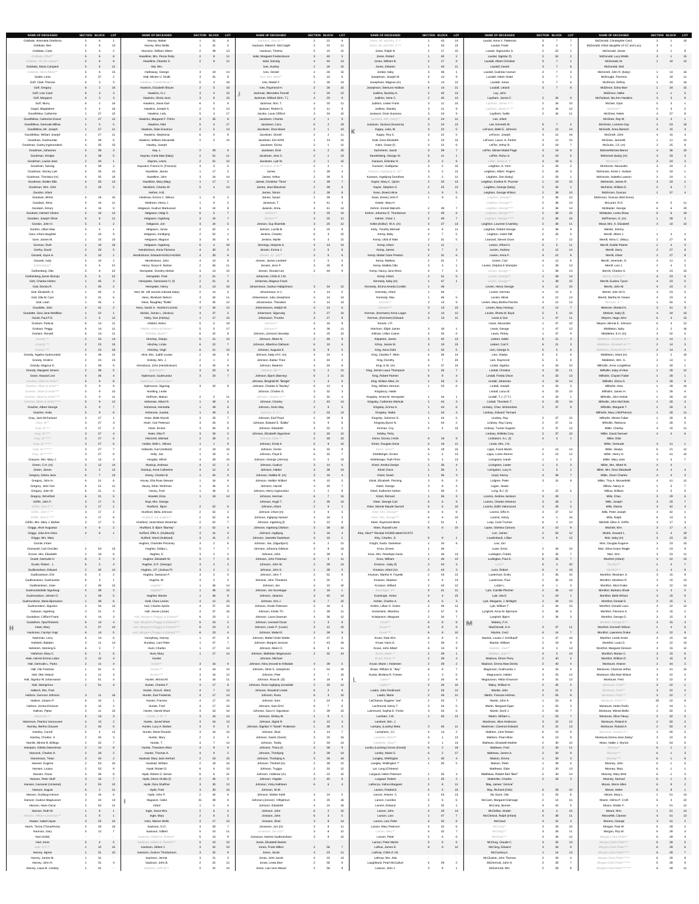| NAME OF DECEASED | SECTION | BLOCK | LOT |
|---|---|---|---|
| Gobbato, Antonietta Gioeltona | 5 | 6 | 1 |
| Gobbato, Ben | 5 | 6 | 13 |
| Gobbato, Carlo | 5 | 6 | 2 |
| Gobbato, Ethel** | 5 | 6 | 8 |
| Gobbato, GC (Ib name)** | 5 | 6 | 9 |
| Gobbato, Maria Campeol | 5 | 6 | 12 |
| Gobbato, Maria/Walter** | 5 | 6 | 15 |
| Godel, Lena | 4 | 37 | 2 |
| Goff, Clark Thomas | 6 | 3 | 3 |
| Goff, Gregory | 6 | 2 | 16 |
| Goff, Lois Carol | 6 | 3 | 3 |
| Goff, Margaret | 6 | 3 | 3 |
| Goff, Murry | 6 | 2 | 16 |
| Gogal, Magdalene | 5 | 4 | 16 |
| Goodfellow, Catherine | 1 | 27 | 10 |
| Goodfellow, Catherine Essie | 1 | 27 | 12 |
| Goodfellow, Gertrude Milton | 1 | 5 | 5 |
| Goodfellow, Mr. Joseph | 1 | 27 | 11 |
| Goodfellow, William Joseph | 1 | 27 | 11 |
| Goodman, Gudmundur | 4 | 38 | 6 |
| Goodman, Gudny Ingimundard. | 4 | 35 | 15 |
| Goodman, Johannes | 4 | 38 | 3 |
| Goodman, Kristjan | 4 | 38 | 5 |
| Goodman, Louise Jean | 3 | 24 | 1 |
| Goodman, Solveig | 4 | 38 | 2 |
| Goodman, Stanley Lyle | 4 | 35 | 14 |
| Goodman, Thorlakur (m) | 4 | 35 | 16 |
| Goodman, Walter Ellis | 4 | 35 | 13 |
| Goodman, Wm. John | 3 | 29 | 5 |
| Goodon, Infant | | | |
| Goodwin, Alfred | 4 | 16 | 10 |
| Goodwin, Alma | 4 | 16 | 11 |
| Goodwin, Emory | 4 | 16 | 9 |
| Goodwin, Herbert Clinton | 4 | 16 | 12 |
| Goodwin, Joseph Oliver | 6 | 6 | 11 |
| Gordon, John H. | 5 | 5 | 2 |
| Gordon, Lillian Mae | 5 | 5 | 1 |
| Gore, infant daughter | 1 | 15 | 9 |
| Gore, James M. | 1 | 15 | 13 |
| Gorman, Ruth | 1 | 10 | 16 |
| Gorthy, David | 2 | 26 | 5 |
| Gossett, Joyce A. | 5 | 10 | 1 |
| Gossett, Judy | 5 | 10 | 2 |
| Gottenberg** | 5 | 6 | 21 |
| Gottenberg, Otto | 5 | 6 | 22 |
| Gottenberg (Kenny) Bertha | 5 | 6 | 22 |
| Gott, Charles Hinton | 1 | 45 | 3 |
| Gott, Dennis H. | 1 | 45 | 2 |
| Gott, Elizabeth A. | 1 | 45 | 4 |
| Gott, Ella M. Cain | 3 | 31 | 6 |
| Gott, Leah | 1 | 45 | 1 |
| Goudettin, John | 4 | 41 | 2 |
| Goudette, Sara Jane McMillan | 1 | 22 | 1 |
| Gould, Paul P.J. | 2 | 6 | 12 |
| Graham, Patricia | 6 | 14 | 11 |
| Graham, Peggy | 6 | 14 | 11 |
| Graham, Ronald | 6 | 14 | 11 |
| Grandy ** | 2 | 23 | 14 |
| Grandy*** | 2 | 23 | 15 |
| Grandy**** | 2 | 23 | 16 |
| Grandy, Agatha Gudmundsd. | 4 | 38 | 12 |
| Grandy, Kristinn | 2 | 23 | 13 |
| Grandy, Magnus E. | 2 | 38 | 6 |
| Grandy, Margaret Jonson | 2 | 38 | 5 |
| Grant, Howard Levi | 4 | 36 | 4 |
| Grasher, Albert & Anita** | 5 | 8 | 8 |
| Grasher, Albert & Anita*** | 5 | 9 | 9 |
| Grasher, Albert & Anita**** | 5 | 9 | 10 |
| Grasher, Albert & Anita***** | 5 | 9 | 11 |
| Grasher, Albert & Anita****** | 5 | 9 | 12 |
| Grasher, Albert George | 5 | 9 | 7 |
| Grasher, Anita | 5 | 9 | 6 |
| Gray, Jack McFarland | 3 | 27 | 1 |
| Gray, M** | 3 | 27 | 3 |
| Gray, M*** | 3 | 27 | 4 |
| Gray, M**** | 3 | 27 | 5 |
| Gray, M***** | 3 | 27 | 6 |
| Gray, M****** | 3 | 27 | 7 |
| Gray, M******* | 3 | 27 | 8 |
| Gray, M******** | 3 | 27 | 9 |
| Grayson, Mrs. Mary J. | 3 | 13 | 4 |
| Green, C.H. (m) | 2 | 12 | 14 |
| Green, James | 5 | 2 | 12 |
| Gregory, Debra Jane | 6 | 7 | 13 |
| Gregory, John H | 6 | 21 | 6 |
| Gregory, John Van | 6 | 21 | 11 |
| Gregory, John W. | 6 | 21 | 4 |
| Gregory, Winnifred | 6 | 21 | 5 |
| Griffin, John F. | 3 | 17 | 6 |
| Griffin, John F.** | 3 | 17 | 1 |
| Griffin, John F.*** | 3 | 17 | 2 |
| Griffin, John F.**** | 3 | 17 | 8 |
| Griffin, Mrs. Mary J. Barber | 3 | 17 | 5 |
| Griggs, Alvin Augustus | 4 | 6 | 2 |
| Griggs, Julia Ann Hess | 4 | 6 | 1 |
| Gronne, infant | | | |
| Gronvold, Carl Oscilles | 2 | 54 | 15 |
| Grover, Mrs. Elizabeth | 2 | 18 | 9 |
| Gruett, Gertrude H. | 6 | 5 | 3 |
| Gruett, Robert J. | 6 | 5 | 4 |
| Gudbrandson, Edward | 2 | 45 | 14 |
| Gudbrandson, Ella | 6 | 3 | 2 |
| Gudbrandson, Gudmundur | 6 | 3 | 1 |
| Gudbrandson, Josie | 2 | 45 | 13 |
| Gudmundsdottir Sigurbjorg | 4 | 39 | 3 |
| Gudmundson, Johann G. | 1 | 39 | 5 |
| Gudmundson, Maria Bjornsson | 1 | 39 | 6 |
| Gudmundson, Sigurdur | 3 | 34 | 13 |
| Gulason, Ingeborg | 3 | 21 | 4 |
| Gustafson, Clifford Frank | 6 | 14 | 3 |
| Gustafson, Opal Roberts | 6 | 14 | 4 |
| Haan, Mary | 3 | 37 | 14 |
| Hackman, Carolyn Vogt | 6 | 14 | 5 |
| Hadcroft, Larry | 6 | 14 | 6 |
| Hafstein, Baldwin | 3 | 11 | 14 |
| Hafstrom, Hertring E. | 6 | 3 | 7 |
| Hafstrom, Mary C. | 3 | 6 | 5 |
| Hale, Harriet Emma Larson | 3 | 10 | 4 |
| Hall, Gertrude L. Parks | 2 | 11 | 6 |
| Hall, Ole Freeman | 1 | 51 | 5 |
| Hall, Otto Veland | 2 | 11 | 12 |
| Hall, Sigridur M Johannsson | 1 | 51 | 4 |
| Hall, Steingrimur | 1 | 51 | 4 |
| Halloch, Mrs. Clara | | | |
| Halloran, Guttorm Johann | 3 | 11 | 16 |
| Halloran, Jon P. | 2 | 10 | 1 |
| Halloran, Jonalia Erickson | 6 | 10 | 2 |
| Halloran, Pjetur | 3 | 11 | 15 |
| Halverson** | 4 | 13 | 3 |
| Halverson, Patricia Vantassele | 4 | 13 | 2 |
| Hamley, Bertha Clausen | 2 | 40 | 6 |
| Hamley, Carroll | 5 | 4 | 12 |
| Hamley, Charles A. | 2 | 40 | 3 |
| Hamlin, Minnie B. Billings | 2 | 32 | 7 |
| Hampton, Odelia Gatechouse | 2 | 14 | 8 |
| Hancock, Charles H. | 2 | 28 | 7 |
| Hannesson, Tetlat | 3 | 34 | 4 |
| Hansen, Eugene | 2 | 53 | 10 |
| Hansen, Louisa | 2 | 53 | 9 |
| Hanson, Chase | 4 | 36 | 8 |
| Hansen, Peter Olaf | 3 | 16 | 7 |
| Hanson, Lamunet (Linamet) | 2 | 55 | 10 |
| Hanson, August | 6 | 2 | 11 |
| Hanson, Gudlaug Iverson | 3 | 16 | 6 |
| Hanson, Gudrun Magnusson | 3 | 42 | 13 |
| Hanson, Hans Oscar | 2 | 53 | 11 |
| Hanson, Ruth M. | 6 | 1 | 6 |
| Hanson, William Lawrence | 6 | 1 | 5 |
| Harper, Isabel Jayes | 3 | 25 | 15 |
| Harris, Teena (Tima/Anna) | 4 | 26 | 16 |
| Harrison, Gary | 5 | 12 | 7 |
| Hart (child) | | | |
| Hart, Irene | 5 | 4 | 5 |
| Hart, M.C.** | 5 | 10 | 15 |
| Harvey, Agnes | 1 | 31 | 10 |
| Harvey, James M. | 1 | 31 | 7 |
| Harvey, John H. | 1 | 31 | 8 |
| Harvey, Laura B. Lindsey | 1 | 31 | 16 |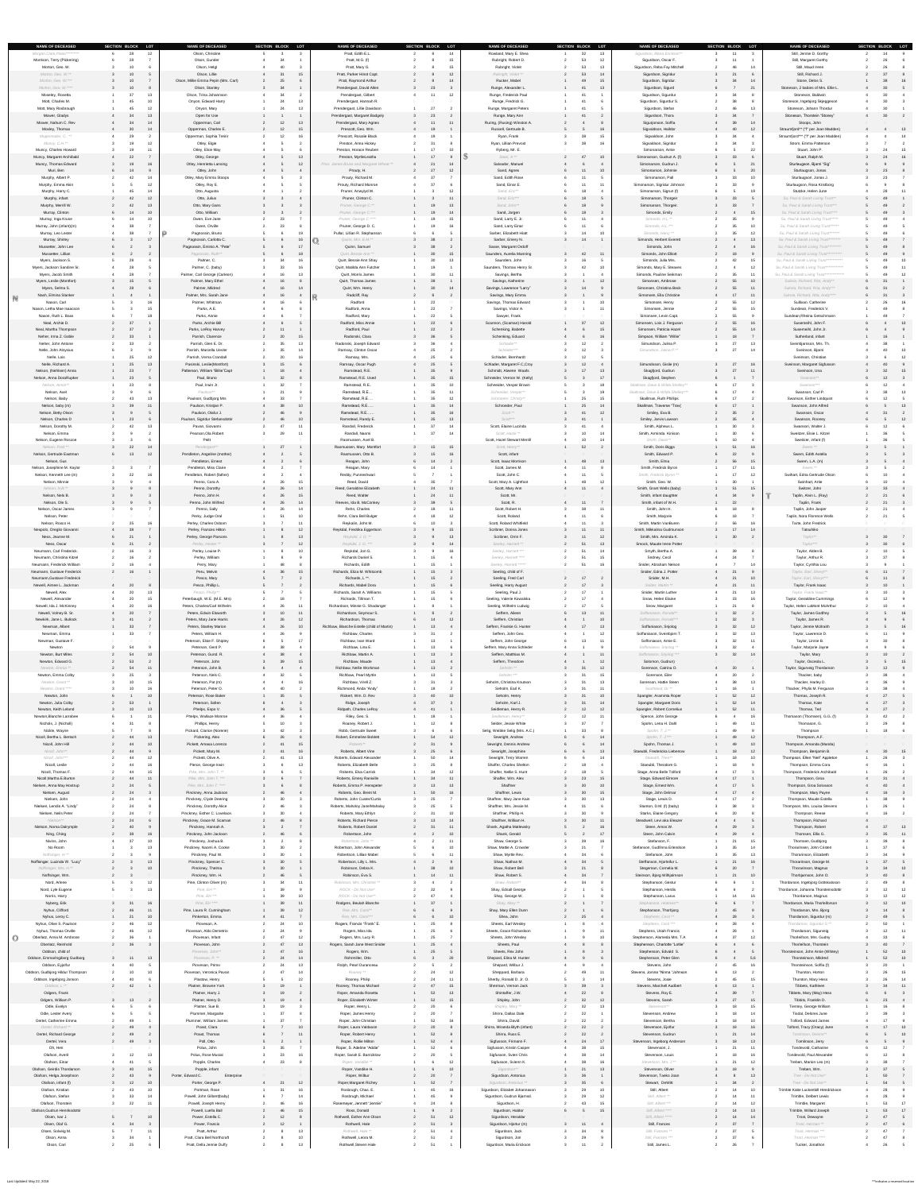| NAME OF DECEASED | SECTION | BLOCK | LOT |
|---|---|---|---|
| Morgan, Clara Pickering*** | 6 | 28 | 12 |
| Morrison, Terry (Pickering) | 6 | 28 | 7 |
| Morton, Geo. W. | 3 | 10 | 6 |
| Morton, Geo. W.** | 3 | 10 | 5 |
| Morton, Geo. W.*** | 3 | 10 | 7 |
| Morton, Geo. W.**** | 3 | 10 | 8 |
| Moseley, Rosetta | 1 | 37 | 13 |
| Mott, Charles M. | 1 | 45 | 10 |
| Mott, Mary Roxbrough | 1 | 45 | 12 |
| Mower, Gladys | 4 | 34 | 13 |
| Mower, Nelson C. Rev | 4 | 34 | 14 |
| Moxley, Thomas | 4 | 30 | 14 |
| Mugensvalle, C. ?? | 4 | 29 | 2 |
| Muncy, C.H.** | 3 | 19 | 12 |
| Muncy, Charles Howard | 3 | 19 | 11 |
| Muncy, Margaret Archibald | 4 | 22 | 7 |
| Muncy, Thomas Edward | 3 | 19 | 16 |
| Muir, Ben | 6 | 14 | 9 |
| Murphy, Albert P. | 2 | 42 | 14 |
| Murphy, Emma Allen | 5 | 5 | 12 |
| Murphy, Harry C. | 1 | 45 | 14 |
| Murphy, Infant | 2 | 42 | 12 |
| Murphy, Merrill W. | 2 | 42 | 13 |
| Murray, Clinton | 6 | 14 | 10 |
| Murray, Inga Kruse | 6 | 14 | 10 |
| Murray, John (infant)(m) | 4 | 39 | 7 |
| Murray, Leo Lester | 4 | 39 | 7 |
| Murray, Shirley | 6 | 37 | 17 |
| Musketter, John Lee | 6 | 2 | 3 |
| Musketter, Lillian | 6 | 2 | 2 |
| Myers, Jackson S. | 3 | 28 | 4 |
| Myers, Jackson Sanders Sr. | 4 | 28 | 5 |
| Myers, Jacob Smith | 4 | 28 | 7 |
| Myers, Leslie (Montfort) | 3 | 15 | 5 |
| Myers, Selma S. | 4 | 28 | 6 |
| Nash, Emma Stanier | 1 | 4 | 1 |
| **N** | | | |
| Nason, Carl | 5 | 3 | 16 |
| Nason, Letha Mae Isaacson | 5 | 3 | 15 |
| Nason, Ruth L. Baas | 6 | 7 | 18 |
| Neal, Archie D. | 2 | 37 | 1 |
| Neal, Martha Thompson | 2 | 37 | 2 |
| Neher, Irma Z. Goble | 2 | 33 | 1 |
| Neher, John Antone | 2 | 33 | 2 |
| Nelkin, John Aloysius | 6 | 3 | 9 |
| Nelle, Lulu | 1 | 25 | 12 |
| Nelle, Richard A. | 1 | 25 | 13 |
| Nelson, (Nethken) Anna | 1 | 23 | 7 |
| Nelson, Anna Bodilfujiter | 1 | 23 | 8 |
| Nelson, Jesse** | 1 | 23 | 6 |
| Nelson, Axel | 3 | 9 | 6 |
| Nelson, Baby | 2 | 43 | 13 |
| Nelson, baby (m) | 3 | 39 | 11 |
| Nelson, Betty Olson | 3 | 9 | 5 |
| Nelson, Charles | 1 | 23 | 5 |
| Nelson, Dorothy M. | 2 | 42 | 13 |
| Nelson, Emma | 3 | 9 | 2 |
| Nelson, Eugene Roscoe | 3 | 9 | 6 |
| Nelson, Fred** | 3 | 22 | 14 |
| Nelson, Gertrude Eastman | 6 | 13 | 12 |
| Nelson, Gus | | | |
| Nelson, Josephine M. Kaylor | 3 | 3 | 7 |
| Nelson, Kenneth Lee (m) | 3 | 22 | 16 |
| Nelson, Minnie | 3 | 9 | 4 |
| Nelson, N.B.** | 3 | 9 | 3 |
| Nelson, Nels B. | 3 | 9 | 3 |
| Nelson, Ole S. | 3 | 9 | 5 |
| Nelson, Oscar James | 3 | 9 | 7 |
| Nelson, Peter | | | |
| Nelson, Rosco H. | 2 | 25 | 16 |
| Nelspob, Elegio Giovanni | 4 | 39 | 7 |
| Ness, Jeanne M. | 6 | 21 | 1 |
| Ness, Oscar | 6 | 21 | 2 |
| Neumann, Carl Frederick | 2 | 16 | 3 |
| Neumann, Christina Kibrel | 2 | 16 | 2 |
| Neumann, Frederick William | 2 | 16 | 4 |
| Neumann, Gustave Frederick | 2 | 16 | 1 |
| Neumann, Gustave Frederick | | | |
| Newell, Aimee L. Jackman | 4 | 20 | 8 |
| Newell, Alex | 4 | 20 | 13 |
| Newell, Alexander | 4 | 20 | 15 |
| Newell, Ida J. McKinney | 4 | 20 | 16 |
| Newell, Vorney M. Sr. | 4 | 20 | 7 |
| Newkirk, Jane L. Hubbards | 3 | 41 | 2 |
| Newman, Albert | 1 | 33 | 7 |
| Newman, Emma | 1 | 33 | 7 |
| Newman, Gustave F. | | | |
| Newton | 2 | 54 | 9 |
| Newton, Bart Miles | 2 | 54 | 10 |
| Newton, Edward G. | 2 | 53 | 2 |
| Newton, Emma** | 2 | 54 | 11 |
| Newton, Emma Colby | 3 | 25 | 3 |
| Newton, Grace** | 3 | 10 | 15 |
| Newton, Grace*** | 3 | 10 | 15 |
| Newton, John | 6 | 1 | 10 |
| Newton, Julia Colby | 2 | 53 | 1 |
| Newton, Keith Leland | 3 | 10 | 13 |
| Newton, Blanche Lumbee | 6 | 1 | 11 |
| Nichols, J. (Nichall) | 4 | 31 | 8 |
| Nickle, Wayne | 5 | 7 | 8 |
| Nicoll, Bertha L. Bertsch | 2 | 44 | 13 |
| Nicoll, John Hill | 2 | 44 | 10 |
| Nicoll, John** | 2 | 44 | 12 |
| Nicoll, John*** | 2 | 44 | 12 |
| Nicoll, Leslie | 2 | 44 | 16 |
| Nicoll, Thomas F. | 2 | 44 | 15 |
| Nicoll, Martha E Burton | 2 | 44 | 11 |
| Nielsen, Anna May Hostrup | 2 | 24 | 5 |
| Nielsen, August | 2 | 24 | 3 |
| Nielsen, John | 2 | 24 | 4 |
| Nielsen, Lenda A. "Lindy" | 2 | 24 | 8 |
| Nielsen, Niels Peter | 2 | 24 | 7 |
| Nielsen** | 2 | 24 | 6 |
| Nielson, Norma Dalrymple | 2 | 40 | 9 |
| Ning, Ching | 2 | 38 | 16 |
| Nivins, John | 4 | 37 | 10 |
| No Room | 1 | 3 | 13 |
| Noffsinger, ** | 2 | 9 | 9 |
| Noffsinger, Lucinda W. "Lucy" | 2 | 3 | 13 |
| Noffsinger, Mrs. *** | 2 | 3 | 10 |
| Noffsinger, Wm. | 2 | 3 | 11 |
| Nord, Alfrieda | 5 | 3 | 12 |
| Nord, Lyle Eugene | 5 | 3 | 13 |
| Norris, Harry | | | |
| Nyberg, Erik | 3 | 31 | 16 |
| Nykus, Clifford | 2 | 46 | 11 |
| Nykus, Leroy C. | 1 | 21 | 10 |
| Nykus, Oliver S. Pearlord | 2 | 46 | 12 |
| Nykus, Thomas Oliver | 2 | 46 | 12 |
| **O** | | | |
| Oberlatz, Anna M. Ambrose | 2 | 36 | 1 |
| Oberlatz, Reinhold | 2 | 36 | 2 |
| Oddson, child of | | | |
| Oddson, Emma/Ingibjorg Gudborg | 3 | 11 | 13 |
| Oddson, Eyjolfur | 4 | 40 | 5 |
| Oddson, Gudbjorg Hildur Thompson | 2 | 10 | 10 |
| Oddson, Ingibjorg Jonsson | 2 | 40 | 6 |
| Oddson** | 2 | 42 | 1 |
| Odgers, Frank | 1 | 19 | 6 |
| Odgers, William P. | 1 | 19 | 3 |
| Odle, Evelyn | 6 | 5 | 6 |
| Odle, Lester Avery | 6 | 5 | 5 |
| Oertel, Catherine Emma | 2 | 49 | 1 |
| Oertel, Richard** | 2 | 49 | 4 |
| Oertel, Richard George | 2 | 49 | 2 |
| Oertel, Vera | 2 | 49 | 3 |
| Oh, Hee | | | |
| Olafson, Averill | 2 | 12 | 13 |
| Olafson, Einar | 4 | 41 | 5 |
| Olafson, Geirdis Thordarson | 3 | 40 | 15 |
| Olafson, Helga Josephson | 3 | 43 | 8 |
| Olafson, infant (f) | 3 | 12 | 10 |
| Olafson, Kristian | 2 | 43 | 10 |
| Olafson, Stefan | 3 | 22 | 11 |
| Olafson, Thorstein | 3 | 22 | 11 |
| Olafson, Gudrun Hermunsdottir | | | |
| Olsen, Ivar J. | 5 | 7 | 10 |
| Olsen, Olaf G. | 4 | 34 | 3 |
| Olsen, Solveig M. | 5 | 7 | 11 |
| Olson, Anna | 3 | 34 | 1 |
| Olson, Carl | 2 | 37 | 1 |
| Olson, Christine | 6 | 28 | 10 |
| Olson, Gunder | 4 | 34 | 1 |
| Olson, Helgi | 4 | 40 | 8 |
| Olson, Lillie | 4 | 31 | 15 |
| Olson, Millie Emma Pepin (Mrs. Carl) | 2 | 25 | 6 |
| Olson, Stanley | 3 | 23 | 8 |
| Olson, Trina Johannson | 4 | 34 | 2 |
| Onyon, Edward Harry | 1 | 24 | 13 |
| Onyon, Mary | 1 | 24 | 12 |
| Open for Use | 1 | 1 | 1 |
| Opperman, Carl | 2 | 12 | 13 |
| Opperman, Charles E. | 2 | 12 | 15 |
| Opperman, Sophia Teske | 2 | 12 | 16 |
| Otley, Elgie | 4 | 5 | 1 |
| Otley, Elsie May | 4 | 5 | 6 |
| Otley, George | 4 | 5 | 13 |
| Otley, Henrietta Lansing | 4 | 5 | 12 |
| Otley, John | 4 | 5 | 4 |
| Otley, Mary Emma Stoops | 4 | 5 | 3 |
| Otley, Ray E. | 4 | 5 | 5 |
| Otto, Augusta | 4 | 1 | 2 |
| Otto, Julius | 4 | 1 | 3 |
| Otto, Mary Gans | 4 | 3 | 3 |
| Otto, William | 3 | 3 | 2 |
| Owen, Eve Jane | 2 | 22 | 7 |
| Owen, Orville | 2 | 23 | 8 |
| **P** | | | |
| Pagossian, Bruno | 5 | 6 | 19 |
| Pagossian, Carlotta C. | 5 | 6 | 16 |
| Pagossian, Ernisto A. "Pete" | 5 | 6 | 17 |
| Palmer, Baby | 6 | 16 | 6 |
| Palmer, C. | 3 | 34 | 16 |
| Palmer, C. (baby) | 3 | 33 | 16 |
| Palmer, Carl George (Carleen) | 4 | 16 | 13 |
| Palmer, Mary Ethel | 4 | 16 | 9 |
| Palmer, Mildred | 4 | 16 | 14 |
| Palmer, Mrs. Sarah Jane | 4 | 16 | 4 |
| Palmer, Whitman | 4 | 16 | 6 |
| Parks, A.E. | 4 | 6 | 8 |
| Parks, Annie | 4 | 6 | 7 |
| Parks, Archie Bill | 4 | 6 | 5 |
| Parks, LeRoy Harvey | 2 | 11 | 1 |
| Parrish, Clarence | 2 | 20 | 15 |
| Parrish, Clint E. Dr. | 2 | 35 | 13 |
| Parrish, Marcella Lewter | 2 | 35 | 14 |
| Parrish, Verna Crandall | 2 | 20 | 16 |
| Partoza, Leslie(Montfort) | 3 | 15 | 6 |
| Patterson, William "Billie"Capt | 1 | 18 | 4 |
| Paul, Bruno | 1 | 32 | 8 |
| Paul, Irwin Jr. | 1 | 32 | 7 |
| Paulson | 1 | 21 | 9 |
| Paulson, Gudbjorg Mrs. | 4 | 33 | 7 |
| Paulson, Kristjan P. | 4 | 38 | 10 |
| Paulson, Olafur J. | 2 | 46 | 9 |
| Paulson, Sigridur Stefansdottir | 2 | 46 | 10 |
| Pavan, Giovanni | 2 | 47 | 11 |
| Pearson,Ola Robert | 3 | 29 | 11 |
| Petit | | | |
| Pendergast** | 1 | 27 | 1 |
| Pendleton, Angeline (mother) | 4 | 2 | 5 |
| Pendleton, Ernest | 4 | 2 | 6 |
| Pendleton, Hans Clute | 4 | 2 | 7 |
| Pendleton, Robert (father) | 4 | 2 | 4 |
| Penno, Cora A. | 4 | 26 | 15 |
| Penno, Dorothy | 4 | 26 | 14 |
| Penno, John H. | 4 | 26 | 15 |
| Penno, John Wilfred | 4 | 26 | 14 |
| Penno, Sally | 4 | 26 | 16 |
| Perky, Judge Oral | 1 | 51 | 10 |
| Perley, Charles Ostrom | 3 | 7 | 11 |
| Perley, Florence Hilton | 3 | 7 | 12 |
| Perley, George Parsons | 1 | 8 | 13 |
| Perley, Hester ** | 3 | 7 | 12 |
| Perley, Louise P. | 1 | 8 | 10 |
| Perley, William | 1 | 8 | 9 |
| Perry, Mary | 1 | 49 | 8 |
| Pesa, Melvin | 4 | 36 | 15 |
| Pesco, Mary | 5 | 7 | 2 |
| Pesco, Phillip L. | 5 | 7 | 2 |
| Pesco, Phillip ** | 5 | 7 | 6 |
| Peterbaugh, W.E. (M.E. Mrs) | 2 | 18 | 7 |
| Peters, Charles/Carl Wilhelm | 4 | 26 | 11 |
| Peters, Edwin Ellsworth | 3 | 10 | 11 |
| Peters, Mary Jane Harris | 4 | 26 | 12 |
| Peters, Stanley Marion | 4 | 26 | 10 |
| Peters, William H. | 4 | 26 | 9 |
| Peterson, Elsie F. Shipley | 6 | 5 | 17 |
| Peterson, Gerd P. | 3 | 38 | 4 |
| Peterson, Gurd M. | 3 | 38 | 4 |
| Peterson, John | 3 | 39 | 15 |
| Peterson, John B. | 6 | 4 | 4 |
| Peterson, Niels C. | 4 | 32 | 6 |
| Peterson, Pat (m) | 4 | 4 | 16 |
| Peterson, Peter O. | 4 | 40 | 2 |
| Peterson, Rose Baker | 1 | 35 | 5 |
| Peterson, Sollen | 4 | 40 | 4 |
| Phelps, Espa V. | 4 | 36 | 5 |
| Phelps, Wallace Monroe | 4 | 36 | 4 |
| Phillips, Henry | 6 | 10 | 3 |
| Pickard, Clarice (Noreen) | 4 | 42 | 3 |
| Pickering, Alex | 6 | 26 | 8 |
| Pickett, Arnasa Lorenze | 2 | 41 | 16 |
| Pickett, Mary M. | 2 | 41 | 16 |
| Pickett, Olive A. | 2 | 41 | 13 |
| Pierce, George Irwin | 4 | 6 | 13 |
| Pike, Mrs. John T. ** | 4 | 5 | 5 |
| Pike, Mrs. John T. *** | 4 | 6 | 7 |
| Pike, Mrs. John T. **** | 4 | 6 | 8 |
| Pinckney, Anna Jackson | 2 | 46 | 4 |
| Pinckney, Clyde Deering | 2 | 30 | 3 |
| Pinckney, Dorothy Alice | 2 | 46 | 3 |
| Pinckney, Esther C. Lovelace | 2 | 30 | 4 |
| Pinckney, George M. Sciaman | 2 | 46 | 8 |
| Pinckney, Hannah A. | 2 | 2 | 7 |
| Pinckney, John Jackson | 2 | 46 | 6 |
| Pinckney, Joshua A. | 2 | 29 | 2 |
| Pinckney, Naomi A. Cooke | 2 | 30 | 2 |
| Pinckney, Paul W. | 2 | 30 | 1 |
| Pinckney, Spencer C. | 2 | 30 | 5 |
| Pinckney, Thelma | 2 | 30 | 1 |
| Pinckney, Wm. H. | 2 | 46 | 5 |
| Pine, Clinton Oliver (m) | 3 | 34 | 11 |
| Pine, Jim *** | 1 | 39 | 9 |
| Pine, Jim **** | 1 | 39 | 10 |
| Pine, Jim ***** | 1 | 39 | 11 |
| Pinkerton, Emma | 4 | 41 | 7 |
| Pioveson, A. | 2 | 24 | 10 |
| Pioveson, Addo Geremio | 2 | 24 | 9 |
| Pioveson, John | 2 | 47 | 12 |
| Pioveson, Clem *** | 2 | 47 | 16 |
| Pioveson, Mario | 2 | 24 | 16 |
| Pioveson, Primo | 2 | 24 | 11 |
| Pioveson, Veronica Pavan | 2 | 47 | 14 |
| Plaister, Henry | 1 | 5 | 22 |
| Planer, Bessie York | 1 | 19 | 1 |
| Planer, Harry J. | 1 | 19 | 2 |
| Planer, Ivan B. | 1 | 19 | 3 |
| Platter, Sue B. | 1 | 19 | 8 |
| Plummer, Marguerite | 1 | 37 | 8 |
| Plummer, William James | 1 | 37 | 7 |
| Pobst, Clara | 6 | 7 | 10 |
| Pobst, Thomas | 6 | 7 | 11 |
| Poll, Otto | 5 | 2 | 1 |
| Polus, John | 3 | 35 | 7 |
| Polus, Rose Massie | 3 | 23 | 16 |
| Popple, Charles | 4 | 23 | 8 |
| Popple, infant | | | |
| Porter, Edward C. Enterprise | | | |
| Porter, George P. | 4 | 21 | 12 |
| Portman, Rose | 1 | 31 | 16 |
| Powell, John Gilbert(baby) | 6 | 7 | 14 |
| Powell, Joseph Henry | 2 | 46 | 16 |
| Powell, Luella Bell | 4 | 8 | 3 |
| Power, Estelle C. | 2 | 12 | 8 |
| Power, Francis | 2 | 12 | 13 |
| Pratt, Arthur | 2 | 8 | 11 |
| Pratt, Clara Bell Northcraft | 2 | 8 | 10 |
| Pratt, Della Jennie Duffy | 2 | 8 | 13 |
| Pratt, Edith E.L. | 2 | 8 | 14 |
| Pratt, M.G. (f) | 2 | 8 | 15 |
| Pratt, Mary G. | 2 | 8 | 15 |
| Pratt, Parker Hood Capt. | 2 | 8 | 12 |
| Pratt, Raymond Arthur | 2 | 8 | 14 |
| Prendergast, David Allen | 3 | 23 | 3 |
| Prendergast, Gilbert | 4 | 11 | 12 |
| Prendergast, Hannah R. | | | |
| Prendergast, Lillie Davidson | 1 | 27 | 2 |
| Prendergast, Margaret Badgely | 3 | 23 | 2 |
| Prendergast, Mary Agnes | 4 | 11 | 11 |
| Prescott, Geo. Wm. | 4 | 18 | 1 |
| Prescott, Rosalie Black | 4 | 19 | 1 |
| Preston, Anna Hickey | 2 | 31 | 4 |
| Preston, Horace Reuben | 1 | 17 | 10 |
| Preston, Myrtle/Leatha | 1 | 17 | 9 |
| Prior, James Bruce and Margaret Wilson** | 4 | 21 | 10 |
| Prouty, H. | 2 | 27 | 12 |
| Prouty, Richard M. | 4 | 27 | 11 |
| Prouty, Richard Monroe | 4 | 37 | 6 |
| Pruner, Amelyal M. | 1 | 12 | 12 |
| Pruner, Clinton C. | 1 | 3 | 11 |
| Pruner, George C.** | 1 | 19 | 13 |
| Pruner, George C.*** | 1 | 19 | 14 |
| Pruner, George C.**** | 1 | 19 | 15 |
| Pruner, George W. | 1 | 19 | 16 |
| Pullar, Lillian R. Stephanson | 6 | 4 | 5 |
| **Q** | | | |
| Quinn, Mrs. E.M.*** | 3 | 38 | 2 |
| Quinn, Samuel | 3 | 38 | 2 |
| Quint, Bessie Ann** | 3 | 20 | 13 |
| Quint, Bessie Ann Shay | 1 | 20 | 13 |
| Quint, Matilda Ann Fulcher | 1 | 19 | 1 |
| Quint, Morris James | 1 | 20 | 11 |
| Quint, Thomas James | 1 | 20 | 1 |
| Quint, Wm. Henry | 3 | 38 | 14 |
| Radcliff, Ray | 2 | 8 | 2 |
| **R** | | | |
| Radford | 1 | 23 | |
| Radford, Anna | 1 | 23 | 7 |
| Radford, Pearl | 1 | 22 | 5 |
| Radford, Miss Annie | 1 | 22 | 6 |
| Radford, Ralph | 1 | 22 | 4 |
| Radonski, Clara | 3 | 36 | 5 |
| Radonski, Joseph Edward | 3 | 36 | 6 |
| Ramsay, Clinton Oscar | 4 | 25 | 2 |
| Ramsay, Mrs. | 4 | 25 | 6 |
| Ramsay, Oscar Pugh | 4 | 25 | 5 |
| Ramstead, R.E. | 1 | 35 | 9 |
| Ramstead, R.E. Uvaci | 1 | 35 | 15 |
| Ramstead, R.E. | 1 | 35 | 10 |
| Ramstead, R.E.**** | 1 | 35 | 11 |
| Ramstead, R.E.***** | 1 | 35 | 12 |
| Ramstead, R.E. | 1 | 35 | 14 |
| Ramstead, R.E. | 1 | 35 | 16 |
| Ramstead, Randy E. | 1 | 35 | 13 |
| Randall, Frederick | 1 | 37 | 14 |
| Randall, Naomi | 1 | 37 | 14 |
| Rasmussen, Axel B. | | | |
| Rasmussen, Mary Montfort | 3 | 15 | 15 |
| Rasmussen, Otto B. | 3 | 15 | 16 |
| Reagan, John | 6 | 14 | 2 |
| Reagan, Mary | 6 | 14 | 1 |
| Reddy, Pumeschwari | 5 | 7 | 1 |
| Reed, David | 4 | 35 | 7 |
| Reed, Geraldine Elizabeth | 1 | 24 | 13 |
| Reed, Walter | 1 | 24 | 11 |
| Reeves, Ida B. McConkey | 3 | 39 | 5 |
| Rehn, Charles | 2 | 18 | 11 |
| Rehn, Clara Bell Bulger | 4 | 18 | 12 |
| Rehn, Josephine | 4 | 18 | |
| Rejkalin, John M. | 6 | 10 | 3 |
| Rejkalin, Marie Eggertson | 3 | 9 | 15 |
| Reykdal, J. G.** | 3 | 9 | 13 |
| Reykdal, J. G.*** | 3 | 9 | 14 |
| Reykdal, J.G.**** | 3 | 12 | 12 |
| Reykdal, Jon G. | 3 | 9 | 16 |
| Richards Daniel S. | 1 | 15 | 4 |
| Richards, Edith | 1 | 15 | 5 |
| Richards, Eliza M. Whitcomb | 1 | 15 | 3 |
| Richards, L.**** | 1 | 15 | 2 |
| Richards, Mabel Doss | 1 | 15 | 6 |
| Richards, Sarah A. Williams | 1 | 15 | 5 |
| Richards, Tillman T. | 1 | 15 | 6 |
| Richardson, Minnie G. Shudanger | 1 | 8 | 1 |
| Richardson, Seymour S. | 1 | 8 | 2 |
| Richardson, Thomas | 6 | 14 | 12 |
| Richlaw, Blanche Estelle (child of Martin) | 1 | 13 | 4 |
| Richlaw, Charles | 1 | 13 | 2 |
| Richlaw, Ivan Ward | 1 | 13 | 1 |
| Richlaw, Lisa E. | 1 | 13 | 6 |
| Richlaw, Martin A. | 1 | 13 | 3 |
| Richlaw, Maude | 1 | 13 | 4 |
| Richlaw, Nellie Workman | 1 | 13 | 2 |
| Richlaw, Pearl Myrtle | 1 | 13 | 5 |
| Richlaw, Virell Z. | 3 | 31 | 3 |
| Richmond, Anda "Andy" | 1 | 18 | 2 |
| Rickert, Wm. D. Rev | 3 | 40 | 10 |
| Ridge, Joseph | 4 | 37 | 3 |
| Ridpath, Charles LeRoy | 6 | 11 | 3 |
| Riley, Geo. S. | 1 | 18 | 1 |
| Riley, Henry** | 1 | 12 | 8 |
| Rivers, Charlotte | 1 | 12 | 6 |
| Robb, Gertrude Swett | 1 | 8 | 3 |
| Robert, Emmeline Bobbitt | 1 | 54 | 12 |
| Roberts** | 2 | 9 | 5 |
| Roberts, Albert Vine | 3 | 25 | 16 |
| Roberts, Edward Alexander | 1 | 50 | 14 |
| Roberts, Elizabeth Bettis | 3 | 25 | 9 |
| Roberts, Elva Carrick | 3 | 34 | 12 |
| Roberts, Emery Ranville | 3 | 34 | 13 |
| Roberts, Emma P. Hempster | 3 | 13 | 13 |
| Roberts, Geo. Brett M. | 1 | 50 | 16 |
| Roberts, John Custer/Curtis | 3 | 25 | 7 |
| Roberts, Malvina/Jane/Mahalay | 3 | 25 | 5 |
| Roberts, Mary Ethyln | 2 | 31 | 10 |
| Roberts, Richard Pierce | 3 | 13 | 14 |
| Roberts, Robert Daniel | 2 | 31 | 11 |
| Robertson, Jane | 4 | 2 | 12 |
| Robertson, John** | 4 | 2 | 11 |
| Robertson, John Alexander | 5 | 5 | 10 |
| Robertson, Lillian Mabel | 5 | 5 | 11 |
| Robertson, Lilly L. Mrs. | 4 | 2 | 9 |
| Robinson, Debra K. | 1 | 38 | 10 |
| Robinson, Eva S. | 1 | 18 | 11 |
| Robinson, Mrs. Charles ** | 3 | 5 | 2 |
| ROCK - Do Not Use** | 2 | 22 | 8 |
| ROCK - Do Not Use** | 4 | 47 | 4 |
| Rodgers, Beulah Blanche | 1 | 37 | 1 |
| Rose, Mrs. Cabot ** | 1 | 21 | 3 |
| Roe, Mrs. Cabot** | 6 | 6 | 5 |
| Rogers, Fonda "Frank" E. | 1 | 25 | 9 |
| Rogers, Miss Ida | 1 | 25 | 8 |
| Rogers, Mrs. Lucy R. | 1 | 25 | 7 |
| Rogers, Sarah Jane Weet Snider | 1 | 25 | 6 |
| Rogers, Wm. | 1 | 25 | 5 |
| Rohrmiller, Otto | 6 | 3 | 20 |
| Rolph, Pearl Duruncean | 2 | 5 | 5 |
| Rooney ** | 2 | 24 | 12 |
| Rooney, Philip | 2 | 24 | 11 |
| Rooney, Thomas Michael | 2 | 47 | 15 |
| Roper, Amanda Rosetta | 1 | 52 | 13 |
| Roper, Elizabeth Winter | 1 | 52 | 12 |
| Roper, Henry L. | 1 | 52 | 15 |
| Roper, James Henry | 2 | 20 | 7 |
| Roper, John Christian | 1 | 52 | 16 |
| Roper, Laura Vakleser | 2 | 20 | 8 |
| Roper, Robert Henry | 1 | 52 | 8 |
| Roper, Rollie Milton | 1 | 52 | 4 |
| Roper, S. Adeline "Addie" | 1 | 52 | 6 |
| Roper, Sarah E. Barricklow | 2 | 2 | 15 |
| Roper, Vandilie ** | 1 | 6 | 12 |
| Roper, Vandilie H. | 1 | 6 | 10 |
| Roper, Wilbur | 2 | 20 | 7 |
| Roper,Margaret Richey | 1 | 52 | 7 |
| Rosebaugh, Chas. E. | 1 | 46 | 16 |
| Rosebaugh, Michael | 1 | 46 | 9 |
| Rosenmayer, Jennett "Jennie" | 4 | 24 | 8 |
| Ross, Donald | 1 | 6 | 15 |
| Rothwell, Esther Ann Olson | 2 | 51 | 12 |
| Rothwell, Hale | 2 | 51 | 1 |
| Rothwell, Leora M. | 2 | 51 | 2 |
| Rothwell,Steven Hale | 2 | 51 | 1 |
| Rowland, Mary E. Shea | 1 | 32 | 13 |
| Rubright, Robert D. | 2 | 53 | 12 |
| Rubright, Violet | 2 | 53 | 13 |
| Rubright, Violet** | 2 | 53 | 14 |
| Rucker, Mabel | 1 | 49 | 15 |
| Runge, Alexander L. | 1 | 41 | 13 |
| Runge, Frederick Paul | 1 | 41 | 1 |
| Runge, Fredrick G. | 1 | 41 | 6 |
| Runge, Margaret Peters | 1 | 41 | 5 |
| Runge, Mary Ann | 1 | 41 | 2 |
| Ruring, (Ruuing) Winston A. | 2 | 4 | 8 |
| Russell, Gertrude B. | 6 | 5 | 16 |
| Ryan, Frank | 3 | 38 | 15 |
| Ryan, Lillian Prevost | 3 | 38 | 16 |
| Ryberg, Mr. E. | | | |
| **S** | | | |
| Ryan, Jaime | 2 | 47 | 10 |
| Salvador, Manuel | 4 | 6 | 6 |
| Sand, Agnes | 6 | 11 | 10 |
| Sand, Edith Rose | 6 | 11 | 5 |
| Sand, Einar E. | 6 | 11 | 11 |
| Sand, Kid** | 6 | 18 | 4 |
| Sand, Infant | 6 | 18 | 5 |
| Sand, John** | 6 | 18 | 9 |
| Sand, Jorgen | 6 | 18 | 3 |
| Sand, Larry B. Jr. | 6 | 11 | 6 |
| Sand, Larry Einar | 6 | 11 | 6 |
| Sarber, Elizabeth Hiatt | 3 | 14 | 10 |
| Sarber, Emery N. | 3 | 14 | 1 |
| Sasser, Margaret Ordoff | | | |
| Saunders, Aurelia Manning | 3 | 42 | 11 |
| Saunders, John | 3 | 16 | 5 |
| Saunders, Thomas Henry Sr. | 3 | 42 | 10 |
| Savings, Bertha | 3 | 1 | 4 |
| Savings, Katherine | 3 | 1 | 12 |
| Savings, Lawrence "Larry" | 3 | 14 | 9 |
| Savings, Mary Emma | 3 | 1 | 9 |
| Savings, Thomas Edward | 3 | 1 | 10 |
| Savings, Victor A. | 3 | 1 | 11 |
| Savings, William | 3 | 1 | |
| Scannon, (Scanlan) Harold | 1 | 37 | 12 |
| Schenking, Babette | 4 | 22 | 5 |
| Schenking, Eduard | 4 | 6 | 16 |
| Schneider ** | 3 | 12 | 2 |
| Schneider *** | 3 | 12 | 3 |
| Schneider, Bernhardt | 3 | 12 | 4 |
| Schrader, Margaret F. Coxy | 3 | 2 | 6 |
| Schmidt, Aleene Maude | 3 | 17 | 13 |
| Schneider, Vernon W. (Kelly) | 5 | 3 | 17 |
| Schneider, Vesper Brown | 5 | 3 | 18 |
| Schneider, Vesper** | 5 | 3 | 19 |
| Schneider, Christy** | 1 | 25 | 15 |
| Schroeder, Paul | 1 | 25 | 14 |
| Scott** | 3 | 41 | 12 |
| Scott** | 3 | 41 | 1 |
| Scott, Annie | 3 | 1 | |
| Scott, Elaine Lucinda | 3 | 41 | 4 |
| Scott, Hazel** | 3 | 10 | 14 |
| Scott, Hazel Stewart Merrill | 4 | 10 | 14 |
| Scott, Henry** | 1 | 52 | 2 |
| Scott, Infant | | | |
| Scott, Isaac Morrison | 1 | 48 | 13 |
| Scott, James M. | 4 | 11 | 8 |
| Scott, Robert (father) | 4 | 11 | 5 |
| Scott, Mary A. Lightfoot | 1 | 48 | 12 |
| Scott, Mary Ann | 4 | 11 | 8 |
| Scott, Mr. | | | |
| Scott, R. | 4 | 11 | 7 |
| Scott, Robert H. | 3 | 38 | 11 |
| Scott, Roland | 4 | 11 | 8 |
| Scott, Robert Whitfield | 4 | 11 | 6 |
| Scribner, Donna Jones | 3 | 11 | 7 |
| Scribner, Orrin F. | 3 | 11 | 12 |
| Seeley, Harold** | 2 | 51 | 13 |
| Seeley, Harold*** | 2 | 51 | 14 |
| Seeley, Harold**** | 2 | 51 | 15 |
| Seeley, Harold***** | 2 | 51 | 16 |
| Seeling, child of F. | | | |
| Seeling, Fred Carl | 2 | 17 | 2 |
| Seeling, Harry August | 2 | 17 | 3 |
| Seffern, Aileen | 6 | 13 | 11 |
| Seffern, Christian | 6 | 1 | 10 |
| Seffern, Frederick G. Hunter | 4 | 17 | 13 |
| Seffern, John Geo. | 6 | 1 | 12 |
| Seffern, John George | 6 | 13 | 11 |
| Seffern, Mary Anna Schlecker | 4 | 1 | 9 |
| Seffern, Mathius M. | 4 | 1 | 11 |
| Seffern, Theodore | 4 | 1 | 12 |
| Sehnitt ** | 3 | 31 | 12 |
| Sehnitt *** | 3 | 31 | 13 |
| Sehnitt, Christina Knutson | 3 | 31 | 13 |
| Sehnitt, Earl | 3 | 31 | 16 |
| Sehnitt, Henry | 3 | 31 | 10 |
| Sehnitt, Karl J. | 3 | 31 | 14 |
| Seidlerman, Henry R. | 2 | 12 | 13 |
| Seidlerman, Henry** | 2 | 12 | 12 |
| Seidler, Jessie White | 3 | 37 | 7 |
| Seng, Webbe Selig (Mrs. A.C.) | 1 | 33 | 8 |
| Sewright, Andrew | 6 | 6 | 14 |
| Sewright, Dennis Andrew | 6 | 6 | 13 |
| Sewright, Josephine | 6 | 6 | 13 |
| Sewright, Tenny Warren | 6 | 6 | 14 |
| Shaffer, Charles Webster | 3 | 18 | 8 |
| Shaffer, Nellie S. Hunt | 2 | 18 | 5 |
| Shaffer, Wm. Allen | 2 | 23 | 13 |
| Shaffner | 3 | 20 | 10 |
| Shaffner, Lewis | 3 | 30 | 15 |
| Shaffner, Mary Jane Kain | 3 | 30 | 16 |
| Shaffner, Mrs. Jennie M. | 3 | 31 | 6 |
| Shaffner, Phillip H. | 3 | 30 | 16 |
| Shaffner, William H. | 3 | 30 | 11 |
| Shank, Agatha Marlowsky | 5 | 2 | 16 |
| Shank, Gerald | 5 | 2 | 17 |
| Shaw, George S. | 3 | 39 | 16 |
| Shaw, Mattie A. Crowder | 3 | 21 | 4 |
| Shaw, Myrtle Rev. | | | |
| Shaw, Nathan M. | 4 | 34 | 5 |
| Shaw, Robert Bell | 3 | 21 | 2 |
| Shaw, Robert Bell | 3 | 21 | 3 |
| Shay, Robert** | 4 | 34 | 8 |
| Shay, Edna/E George | 4 | 34 | 6 |
| Shay, George W. | 4 | 11 | 14 |
| Shay, May** | 4 | 2 | |
| Shay, Mary Ellen Dunn | 4 | 2 | 3 |
| Shea, John | 2 | 25 | 4 |
| Shea, Sylvester | 5 | 3 | 4 |
| Sheets, Earl Wesley | 1 | 6 | 4 |
| Sheets, Grace Richardson | 1 | 6 | 16 |
| Sheets, John Wesley | 1 | 6 | 1 |
| Sheets, Mary Ann | 1 | 6 | 3 |
| Sheets, Rev. John | 1 | 8 | 3 |
| Shepard, Elena M. Hunter | 4 | 8 | 4 |
| Shepard, Wilbur J. | 2 | 8 | 5 |
| Sheppard, Barbara | 2 | 49 | 11 |
| Sherby, Ronald D. Jr. O. | 5 | 1 | |
| Sherman, Vernon Jack | 2 | 39 | 3 |
| Shinaffer, J.W. | 4 | 22 | 9 |
| Shipley, John | 3 | 32 | 11 |
| Shipley, Mary** | 3 | 32 | 12 |
| Shinn, Dallas Dale | 2 | 24 | 1 |
| Shinn, David | 2 | 22 | 2 |
| Shinn, Mianda Blyth (infant) | 2 | 28 | 16 |
| Shinn, Russ E. | 2 | 22 | 2 |
| Sigfusson, Fernanne F. | 4 | 24 | 17 |
| Sigfusson, Kristin Casper | 1 | 41 | 5 |
| Sigfusson, Sveln Chris | 3 | 38 | 14 |
| Sigfusson, Svein K. | 3 | 38 | 16 |
| Sigurdsson** | 3 | 21 | 11 |
| Sigurdson, Antonius | 3 | 33 | 5 |
| Sigurdson, Asbjorn** | 3 | 35 | 6 |
| Sigurdson, Elizabet Johannesson | 3 | 29 | 10 |
| Sigurdson, Gudrun Bjarnet | 3 | 29 | 11 |
| Sigurdson, H. | 2 | 43 | 15 |
| Sigurdson, Hallur | 6 | 21 | 11 |
| Sigurdson, Helga | 4 | 6 | 15 |
| Sigurdson, Hjortur (m) | 3 | 21 | 10 |
| Sigurdson, Jens | 3 | 21 | 2 |
| Sigurdson, Josie | 5 | 3 | 1 |
| Sigurdson, Maria Erickson | 3 | 11 | 2 |
| Sigurdson, Maria Erickson | 3 | 11 | 3 |
| Sigurdson, Oscar F. | 3 | 11 | 1 |
| Sigurdson, Reba Fay-Mitchell | 2 | 46 | 14 |
| Sigurdson, Sigridur | 3 | 21 | 6 |
| Sigurdson, Sigridur | 3 | 34 | 14 |
| Sigurdson, Sigurd | 6 | 7 | 21 |
| Sigurdson, Sigurdur | 3 | 34 | 8 |
| Sigurdson, Sigurdur S. | 2 | 36 | 8 |
| Sigurdson, Stefan | 2 | 46 | 13 |
| Sigurdson, Thora | 3 | 34 | 7 |
| Sigurjonsson, Soffia | 4 | 39 | 14 |
| Sigurjonson, Halldor | 4 | 40 | 12 |
| Sigurjonson, John | 3 | 34 | 4 |
| Sigurjonson, Sigridur | 3 | 34 | 3 |
| Simonarson, Amie | 6 | 5 | 22 |
| Simonarson, Gudrun J. (f) | 3 | 33 | 6 |
| Simonarson, Gudrun J. | 6 | 5 | 21 |
| Simonarson, Johanne | 6 | 5 | 20 |
| Simonarson, Pall | 3 | 33 | 10 |
| Simonarson, Sigridur Johnson | 3 | 33 | 9 |
| Simonarson, Sigrun (f) | 6 | 5 | 19 |
| Simonarson, Thorgeir | 3 | 33 | 5 |
| Simonarson, Thorgeir | 3 | 33 | 7 |
| Simonds, Emily | 2 | 4 | 15 |
| Simonds, H.L.** | 2 | 36 | 9 |
| Simonds, H.L.*** | 2 | 36 | 10 |
| Simonds, H.L.**** | 2 | 36 | 12 |
| Simonds, Herbert Everett | 2 | 4 | 13 |
| Simonds, John | 2 | 4 | 16 |
| Simonds, John Elliott | 2 | 18 | 9 |
| Simonds, Julia Mrs. | 2 | 42 | 15 |
| Simonds, Mary E. Stewens | 2 | 4 | 12 |
| Simonson, Pauline Seleman | 2 | 35 | 11 |
| Simonsen, Ambrose | 2 | 55 | 10 |
| Simonsen, Christina Bosk | 2 | 55 | 11 |
| Simonsen, Ella Christine | 4 | 17 | 11 |
| Simonsen, Henry | 2 | 55 | 12 |
| Simonsen, Jennie | 2 | 55 | 15 |
| Simonsen, Levin Capt. | 2 | 55 | 9 |
| Simonsen, Lolo J. Ferguson | 2 | 55 | 16 |
| Simonsen, Patricia Hazel | 2 | 55 | 14 |
| Simpson, William "Willie" | 1 | 18 | 7 |
| Simundsson, Jens F. | 2 | 27 | 13 |
| Simundson, Jens F.** | 2 | 27 | 14 |
| Simundsson, Gisle (m) | 3 | 27 | 16 |
| Skagfjord, Gudrun | 3 | 27 | 11 |
| Skagfjord, Stephan | 6 | 1 | 7 |
| Skalman, Dave & Wilda Shelley** | 6 | 17 | 3 |
| Skalman, Dave & Wilda Shelley** | 6 | 17 | 4 |
| Skalman, Ruth Phillips | 6 | 17 | 2 |
| Skalman, Theresa "Tosy" | 6 | 17 | 1 |
| Smiley, Eva B. | 2 | 35 | 2 |
| Smiley, Jarvis Lawson | 2 | 35 | 1 |
| Smith, Alpheus L. | 1 | 30 | 3 |
| Smith, Amanda Kirsten | 1 | 30 | 6 |
| Smith, Baby** | 5 | 10 | 4 |
| Smith, Dora Biggs | 1 | 51 | 16 |
| Smith, Edward P. | 6 | 22 | 9 |
| Smith, Emma | 2 | 56 | 15 |
| Smith, Fredrick Byron | 1 | 17 | 11 |
| Smith, Frederick Byron ** | 1 | 17 | 12 |
| Smith, Geo. W. | 1 | 30 | 1 |
| Smith, Grant Wells (baby) | 1 | 51 | 15 |
| Smith, Infant daughter | 4 | 34 | 9 |
| Smith, infant of W.H. | 1 | 22 | |
| Smith, John H. | 6 | 18 | 8 |
| Smith, Marjorie | 6 | 18 | 7 |
| Smith, Martin VanBuren | 2 | 56 | 16 |
| Smith, Mikkalaus Gudmunsson | 3 | 17 | 14 |
| Smith, Mrs. Amanda K. | 1 | 30 | 2 |
| Smock, Maude Irene Peter | | | |
| Smyth, Bertha A. | 1 | 39 | 8 |
| Snidney, Cecil | 4 | 24 | 7 |
| Snider, Abraham Nelson | 4 | 7 | 14 |
| Snider, Edna J. Potter | 4 | 21 | 8 |
| Snider, M.H. | 4 | 21 | 10 |
| Snider, Martin ** | 4 | 21 | 11 |
| Snider, Martin Luther | 4 | 21 | 13 |
| Snow, Helen Elaine | 2 | 23 | 16 |
| Snow, Margaret | 1 | 21 | 8 |
| Soffanuson, Ronald** | 3 | 32 | 2 |
| Soffanuson, Ronald*** | 3 | 32 | 3 |
| Soffanuson, Snjolog | 3 | 32 | 12 |
| Soffanuson, Svendbjorn T. | 3 | 32 | 13 |
| Soffonason, Amie E. | 3 | 32 | 11 |
| Soffanuson, Jodu J. | 3 | 32 | 10 |
| Soffanuson, Snjolog ** | 3 | 32 | 4 |
| Soffanuson, Snjolog *** | 3 | 32 | 14 |
| Solomon, Gudrun) | 1 | 12 | |
| Sorenson, Catrine D. | 4 | 20 | 1 |
| Sorenson, Eiler | 4 | 20 | 2 |
| Sorenson, Hattie Steen | 4 | 38 | 13 |
| Sorenson, Ole** | 4 | 38 | |
| Spangler, Aramintha Roper | 1 | 52 | 12 |
| Spangler, Margaret Doris | 1 | 52 | 14 |
| Spangler, Robert Cornelius | 1 | 52 | 11 |
| Spence, John George | 4 | 16 | 10 |
| Spohn, Leva H. Dahl | 1 | 49 | 11 |
| Spohn, ** | 1 | 49 | 9 |
| Spohn, Raymond** | 1 | 49 | 12 |
| Spohn, Thomas J. | 1 | 49 | 10 |
| Stawski, Fredericka Liebenow | 1 | 18 | 12 |
| Stawski, Theo** | 1 | 18 | 10 |
| Stawski, Theodore G. | 1 | 18 | 9 |
| Stage, Anna Belle Telford | 4 | 17 | 3 |
| Stage, Edward Elmore | 4 | 17 | 1 |
| Stage, Ernest Wm. | 4 | 17 | 5 |
| Stage, John Delmar | 4 | 17 | 4 |
| Stage, Ora Ethel | 4 | 17 | 2 |
| Stanton, O.M. (f) (baby) | 3 | 38 | 3 |
| Starks, Elaine Gregory | 6 | 20 | 8 |
| Steadwell, Levi aka Eleazer | 4 | 4 | 5 |
| Steen, Anna M. | 4 | 29 | 3 |
| Steen, John Calvin | 4 | 29 | 4 |
| Steferson, F. | 1 | 21 | 15 |
| Stefansson, Gudfinna Ernestson | 3 | 35 | 14 |
| Stefanson, Jon** | 3 | 35 | 15 |
| Steffanson, Hjarlefur L. | 1 | 21 | 16 |
| Stegeman, Cornelia M. | 6 | 20 | 7 |
| Stenson, Bjorg Wilhjalmson | 3 | 21 | 10 |
| Stephanson, Gestur | 6 | 6 | 1 |
| Stephanson, Hendra | 6 | 6 | 2 |
| Stephanson, Laura | 1 | 14 | 16 |
| Stephanson, Holafore** | 6 | 6 | |
| Stephanson, Thorbjorg | 2 | 43 | 9 |
| Stephenson, Child** | 6 | 1 | 2 |
| Stephenson, Child 2 ** | 4 | 26 | 4 |
| Stephenson, Charlotte "Lottie" | 4 | 4 | 6 |
| Stephenson, Edvald S. | 4 | 4 | 5 |
| Stephenson, Peter Glen | 4 | 6 | 5.6 |
| Stevens, John | 3 | 30 | 12 |
| Stevens, Jonna "Nonna "Johnson | 6 | 13 | 2 |
| Stevens, Josie | 5 | 1 | 16 |
| Stevens, Mitchell Audbert | 6 | 13 | 1 |
| Stevens, Roy E. | 4 | 29 | 7 |
| Stevens, Sarah | 3 | 27 | 15 |
| Stevenson** | 4 | 18 | 15 |
| Stevenson, Andrew | 3 | 18 | 14 |
| Stevenson, Bertha | 3 | 18 | 16 |
| Stevenson, Gudrun | 2 | 21 | 14 |
| Stevenson, Ingeborg Andersen | 3 | 18 | 13 |
| Stevenson, J. | 2 | 21 | 11 |
| Stevenson, Lucie | 3 | 18 | 15 |
| Stevenson, Mrs. J.** | 2 | 21 | 12 |
| Stevenson, Olver | 4 | 5 | 8 |
| Stevenson, Tomas Joan | 4 | 5 | 9 |
| Stewart, DeWitt | 3 | 34 | 2 |
| Stickney, Blanch | 3 | 25 | 11 |
| Still, Albert | 3 | 2 | 1 |
| Still, Albert ** | 3 | 2 | 2 |
| Still, Albert *** | 3 | 2 | 3 |
| Still, Albert *** | 3 | 2 | 4 |
| Still, Elsie | 3 | 2 | 5 |
| Still, Frances | 2 | 37 | 7 |
| Still, Frances** | 2 | 37 | 8 |
| Still, Francis Jr. | 3 | 37 | 6 |
| Still, James L. | 2 | 26 | 7 |
| Still, Jennie D. Gorthy | 2 | 14 | 8 |
| Still, Margaret Gorthy | 2 | 25 | 6 |
| Still, Maud Irene | 2 | 26 | 8 |
| Still, Richard J. | 2 | 37 | 9 |
| Stone, Delos S. | 1 | 38 | 16 |
| Stoneson, 2 babies of Mrs. Elite L. | 4 | 30 | 5 |
| Stoneson, Baldwin | 4 | 30 | 5 |
| Stoneson, Ingebjorg Skjeggesen | 4 | 30 | 3 |
| Stoneson, Jetson Thordur | 4 | 30 | 1 |
| Stoneson, Thorstein "Stoney" | 4 | 30 | 2 |
| Stoops, John | | | |
| Strausfjord** (T" per Jean Madden) | 4 | | 13 |
| Strausfjord** (T" per Jean Madden) | 4 | | 14 |
| Strom, Emma Patterson | 3 | 7 | 2 |
| Stuart, John P. | 3 | 24 | 15 |
| Stuart, Ralph M. | 3 | 24 | 16 |
| Sturlaugson, Bjarni "Sig" | 6 | 9 | 8 |
| Sturlaugson, Jonas | 3 | 23 | 20 |
| Sturlaugson, Jonas S. | 3 | 23 | 7 |
| Sturlaugson, Rosa Kindborg | 6 | 9 | 8 |
| Stubbe, Helen June | 4 | 28 | 11 |
| Su, Paul & Sarah Living Trust** | 5 | 49 | 1 |
| Su, Paul & Sarah Living Trust*** | 5 | 49 | 2 |
| Su, Paul & Sarah Living Trust**** | 5 | 49 | 3 |
| Su, Paul & Sarah Living Trust***** | 5 | 49 | 4 |
| Su, Paul & Sarah Living Trust****** | 5 | 49 | 5 |
| Su, Paul & Sarah Living Trust******* | 5 | 49 | 6 |
| Su, Paul & Sarah Living Trust******** | 5 | 49 | 7 |
| Su, Paul & Sarah Living Trust********* | 5 | 49 | 8 |
| Su, Paul & Sarah Living Trust********** | 5 | 49 | 9 |
| Su, Paul & Sarah Living Trust*********** | 5 | 49 | 10 |
| Su, Paul & Sarah Living Trust************ | 5 | 49 | 11 |
| Su, Paul & Sarah Living Trust************* | 5 | 49 | 12 |
| Subida, Richard, Rev. Andy** | 6 | 31 | 1 |
| Subida, Richard, Rev. Andy*** | 6 | 31 | 2 |
| Subida, Richard, Rev. Andy**** | 6 | 31 | 3 |
| Sullivan, Catherine | 2 | 26 | 16 |
| Sunderee, Frederick V. | 1 | 49 | 8 |
| Sundean,Rheina Gerschmaan | 1 | 49 | 7 |
| Suwerteeh, John P. | 6 | 4 | 10 |
| Suwerteeh, John Jr. | 6 | 4 | 9 |
| Sutherland, Infant | 1 | 16 | 1 |
| Swenghamsen, Mrs. Th. | 4 | 38 | 1 |
| Swensen, Bjarni | 4 | 40 | 10 |
| Swensen, Christian | 3 | 6 | 12 |
| Svenson, Margaret Sigfusson | 4 | 40 | 9 |
| Swenson, Uma | 3 | 32 | 15 |
| Swanson** | 3 | 32 | 14 |
| Swanson** | 3 | 32 | |
| Swanson, Carl P. | 3 | 38 | 13 |
| Swanson, Esther Lindquist | 6 | 12 | 5 |
| Swanson, John Alfred | 6 | 5 | 13 |
| Swanson, Oscar | 4 | 31 | 2 |
| Swanson, Rooney | 6 | 5 | 12 |
| Swanson, Walter J. | 6 | 12 | 6 |
| Swetzer, Elsie L. Kitzel | 1 | 36 | 5 |
| Swetzer, Infant (f) | 1 | 36 | 5 |
| Swick** | 3 | 5 | 1 |
| Swim, Edith Arabella | 3 | 5 | 3 |
| Swim, L.A. (m) | 3 | 5 | 4 |
| Swim** | 3 | 5 | 2 |
| Swinhart, Edna Gertrude Olson | 6 | 10 | 4 |
| Swinhart, Artie | 6 | 10 | 3 |
| Swisher, John | 6 | 15 | 8 |
| **T** | | | |
| Taplin, Alvin L. (Ray) | 2 | 21 | 6 |
| Taplin, Frank | 2 | 21 | 3 |
| Taplin, John Jasper | 2 | 21 | 4 |
| Taple, Nora Florence Wells | 2 | 21 | 5 |
| Tarte, John Fredrick | | | |
| Tatnuble | | | |
| Taylor** | 1 | 30 | 7 |
| Taylor** | 1 | 30 | 8 |
| Taylor, Alden B. | 2 | 10 | 5 |
| Taylor, Arthur R. | 3 | 37 | 8 |
| Taylor, Cynthia Lou | 3 | 9 | 1 |
| Taylor, Earl, Sheryl** | 6 | 11 | 7 |
| Taylor, Earl, Sheryl*** | 6 | 11 | 8 |
| Taylor, Frank Isaac | 3 | 10 | 1 |
| Taylor, Frank Isaac** | 3 | 10 | 3 |
| Taylor, Geraldine Cummings | 6 | 12 | 9 |
| Taylor, Helen LaMont McArthur | 2 | 10 | 4 |
| Taylor, James Godfrey | 3 | 5 | 16 |
| Taylor, James R. | 3 | 9 | 4 |
| Taylor, Jennie McGrath | 3 | 5 | 16 |
| Taylor, Lawrence D. | 3 | 11 | 9 |
| Taylor, Linnie B. | 3 | 30 | 8 |
| Taylor, Marjorie Jayne | 6 | 6 | 9 |
| Taylor, Mary | 3 | 10 | 2 |
| Taylor, Osceola L. | 3 | 5 | 15 |
| Taylor, Sigurveig Thordarson | 3 | 12 | 9 |
| Thacker, baby | 3 | 36 | 8 |
| Thacker, Harley D. | 4 | 36 | 9 |
| Thacker, Phylis M. Ferguson | 4 | 38 | 4 |
| Thomas, Joseph R. | 4 | 27 | 5 |
| Thomas, Kate | 4 | 27 | 3 |
| Thomas, Ted | 4 | 27 | 2 |
| Thomasson (Thomsen), G.G. (f) | 3 | 42 | 2 |
| Thomasson, G. | 3 | 29 | 3 |
| Thompson | 3 | 18 | 4 |
| Thompson, A.F. | | | |
| Thompson, Amanda (Manda) | | | |
| Thompson, Benjamin B. | 4 | 30 | 15 |
| Thompson, Ellen "Nell" Appleton | 1 | 26 | 3 |
| Thompson, Emma Grow | 4 | 16 | 1 |
| Thompson, Frederick Archibald | 1 | 25 | 2 |
| Thompson, Greta | 4 | 21 | 2 |
| Thompson, Gisla Solvason | 4 | 40 | 4 |
| Thompson, Mary Payne | 4 | 16 | 3 |
| Thompson, Maude Estella | 1 | 38 | 8 |
| Thompson, Mrs. Louisa Stevens | 1 | 25 | 1 |
| Thompson, Reese | 4 | 16 | 2 |
| Thompson, Richard | | | |
| Thompson, Robert | 4 | 37 | 13 |
| Thomsen, Ellis G. | 3 | 35 | 11 |
| Thomsen, Gudbjorg | 3 | 29 | 9 |
| Thorarinsen, John Cristen | 1 | 37 | 6 |
| Thorarinsen, George M. | 1 | 37 | 5 |
| Thorarinson, Magnus | 3 | 34 | 10 |
| Thorbjarnarson, John | 2 | 42 | 9 |
| Thordarson, Ingebjorg Gottskalsson | 2 | 49 | 8 |
| Thordarson, Johanna Thorsteinsdottir | 4 | 12 | 12 |
| Thordarson, Magnus | 4 | 12 | 13 |
| Thordarson, Maria Thorleifsson | 3 | 12 | 10 |
| Thordarson, Mrs. Bjorg | 3 | 14 | 8 |
| Thordarson, Sigurdur (m) | 4 | 40 | 8 |
| Thordarson, Gudrun** | 4 | 40 | 5 |
| Thorleifsson, Sigurveig | 3 | 12 | 11 |
| Thorleifson, Mrs. Gudny | 3 | 13 | 6 |
| Thorsteinson, Thorstein | 4 | 40 | 7 |
| Thorsteinson, John Arnie (Whitey) | 1 | 52 | 10 |
| Thorsteinson, Mildred | 1 | 52 | 10 |
| Thorsteinson, Soffia (f) | 3 | 26 | 15 |
| Thornton, Horton | 3 | 26 | 15 |
| Thornton, Mary Hess | 3 | 26 | 14 |
| Tibbets, Katherine | 6 | 33 | 11 |
| Tibbets, Mary (May) Hess | 6 | 6 | 3 |
| Tibbets, Franklin D. | 6 | 25 | 3 |
| Tierney, George William | 1 | 16 | 14 |
| Tisdal, Delores June | 3 | 38 | 3 |
| Tolford, Edward James | 1 | 17 | 8 |
| Tolford, Tracy (Stacy) Jane | 1 | 17 | 10 |
| Trenholme, Eliza** | 1 | 28 | 13 |
| Tomlinson, Jerry | 6 | 5 | 9 |
| Tondevold, Catharine | 6 | 12 | 7 |
| Tondevold, Paul Alexander | 6 | 12 | 8 |
| Treban, Marion Lee (m) | 3 | 38 | 7 |
| Treban, Mrs. | 3 | 37 | 5 |
| Tree - Do Not Use** | 4 | 50 | 5 |
| Tree - Do Not Use** | 1 | 54 | 5 |
| Trimble Katie Lucientall Hendrickson | 4 | 28 | 8 |
| Trimble, Delbert Lewis | 4 | 28 | 9 |
| Trimble, Margaret | 1 | 53 | 17 |
| Trimble, Willard Joseph | 1 | 53 | 14 |
| Trost, Dewayne | 4 | 47 | 5 |
| Trost, Herman** | 4 | 47 | 6 |
| Trost, Herman*** | 4 | 47 | 7 |
| Trost, Herman**** | 4 | 47 | 8 |
| Tuckel, Jonathan | 4 | 26 | 5 |

**indicates a reserved location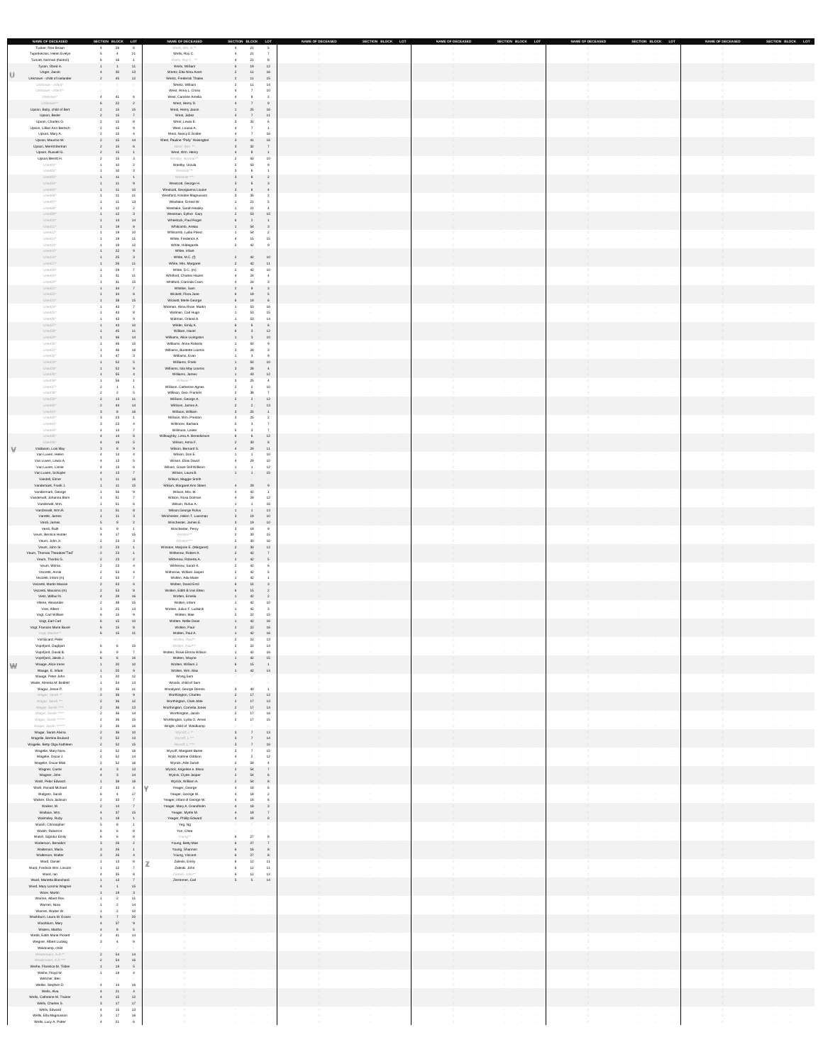| NAME OF DECEASED | SECTION | BLOCK | LOT |
|---|---|---|---|
| Tucker, Roe Brown | 4 | 26 | 6 |
| Tupelkarzas, Helen Evelyn | 5 | 4 | 21 |
| Turcott, Norman (Norton) | 6 | 16 | 1 |
| Tyson, Obed A. | 1 | 1 | 11 |
| **U** | | | |
| Unger, Jacob | 4 | 30 | 13 |
| Unknown - child of Icelander | 2 | 45 | 12 |
| Unknown - infant* | | | |
| Unknown - infant** | | | |
| Unknown* | 4 | 41 | 6 |
| Unknown** | 6 | 22 | 2 |
| Upson, Baby, child of Bert | 2 | 15 | 15 |
| Upson, Bertie | 2 | 15 | 7 |
| Upson, Charles G. | 2 | 15 | 8 |
| Upson, Lillian Ann Bertsch | 2 | 15 | 9 |
| Upson, Mary A. | 2 | 15 | 4 |
| Upson, Maurice W. | 2 | 15 | 14 |
| Upson, Merrit Bertran | 2 | 15 | 6 |
| Upson, Russell G. | 2 | 15 | 1 |
| Upson, Merritt H. | 2 | 15 | 3 |
| Used01* | 1 | 10 | 2 |
| Used02* | 1 | 10 | 3 |
| Used03* | 1 | 11 | 1 |
| Used04* | 1 | 11 | 9 |
| Used05* | 1 | 11 | 10 |
| Used06* | 1 | 11 | 11 |
| Used07* | 1 | 11 | 13 |
| Used08* | 1 | 12 | 2 |
| Used09* | 1 | 12 | 3 |
| Used10* | 1 | 14 | 14 |
| Used11* | 1 | 19 | 9 |
| Used12* | 1 | 19 | 10 |
| Used13* | 1 | 19 | 11 |
| Used14* | 1 | 19 | 12 |
| Used15* | 1 | 22 | 9 |
| Used16* | 1 | 25 | 3 |
| Used17* | 1 | 26 | 11 |
| Used18* | 1 | 29 | 7 |
| Used19* | 1 | 31 | 11 |
| Used20* | 1 | 31 | 15 |
| Used21* | 1 | 34 | 7 |
| Used22* | 1 | 34 | 8 |
| Used23* | 1 | 39 | 15 |
| Used24* | 1 | 43 | 7 |
| Used25* | 1 | 43 | 8 |
| Used26* | 1 | 43 | 9 |
| Used27* | 1 | 43 | 10 |
| Used28* | 1 | 45 | 11 |
| Used29* | 1 | 45 | 14 |
| Used30* | 1 | 46 | 15 |
| Used31* | 1 | 46 | 16 |
| Used32* | 1 | 47 | 3 |
| Used33* | 1 | 52 | 5 |
| Used34* | 1 | 52 | 9 |
| Used35* | 1 | 55 | 4 |
| Used36* | 1 | 56 | 1 |
| Used37* | 2 | 1 | 1 |
| Used38* | 2 | 2 | 5 |
| Used39* | 2 | 13 | 11 |
| Used40* | 2 | 44 | 14 |
| Used41* | 3 | 8 | 16 |
| Used42* | 3 | 23 | 1 |
| Used43* | 3 | 23 | 4 |
| Used44* | 4 | 14 | 7 |
| Used45* | 4 | 14 | 8 |
| Used46* | 4 | 16 | 5 |
| **V** | | | |
| Valdason, Lois May | 3 | 8 | 9 |
| Van Luven, Helen | 4 | 13 | 4 |
| Van Luven, Lewis A. | 4 | 13 | 5 |
| Van Luven, Linnie | 4 | 13 | 6 |
| Van Luven, Schuyler | 4 | 13 | 7 |
| Vandell, Elmer | 1 | 11 | 16 |
| Vandermark, Frank J. | 1 | 11 | 15 |
| Vandermark, George | 1 | 56 | 9 |
| Vanderwilt, Johanna Blom | 1 | 51 | 7 |
| Vanderwilt, Wm. | 1 | 51 | 6 |
| VanDevelt, Wm.R. | 1 | 51 | 8 |
| Varette, James | 1 | 11 | 3 |
| Verdi, James | 5 | 9 | 2 |
| Verdi, Ruth | 5 | 9 | 1 |
| Veum, Bernice Hutter | 4 | 17 | 15 |
| Veum, John Jr. | 2 | 23 | 3 |
| Veum, John Sr. | 2 | 23 | 1 |
| Veum, Thomas Theodore"Ted" | 2 | 23 | 1 |
| Veum, Thorilis G. | 2 | 23 | 2 |
| Veum, Wilma | 2 | 23 | 4 |
| Vezzetti, Annie | 2 | 53 | 4 |
| Vezzetti, infant (m) | 2 | 53 | 7 |
| Vezzetti, Martin Massie | 2 | 53 | 6 |
| Vezzetti, Massimo (m) | 2 | 53 | 8 |
| Vietz, Wilbur N. | 4 | 28 | 16 |
| Vilene, Alexander | 2 | 48 | 15 |
| Vine, Albert | 3 | 25 | 13 |
| Vogt, Carl William | 6 | 15 | 9 |
| Vogt, Earl Carl | 6 | 15 | 10 |
| Vogt, Frances Marie Bauer | 6 | 15 | 8 |
| Vogt, Marion** | 6 | 15 | 11 |
| VonSicard, Peter | | | |
| Vopnfjord, Dagbjart | 6 | 6 | 15 |
| Vopnfjord, David B. | 6 | 9 | 7 |
| Vopnfjord, Jakob J. | 6 | 6 | 16 |
| **W** | | | |
| Waage, Alice Irene | 1 | 20 | 10 |
| Waage, E. Infant | 1 | 20 | 9 |
| Waage, Peter John | 1 | 20 | 12 |
| Waale, Almeda M. Bobbitt | 1 | 54 | 13 |
| Wagar, Jesse P. | 2 | 36 | 11 |
| Wagar, Sarah** | 2 | 36 | 9 |
| Wagar, Sarah *** | 2 | 36 | 12 |
| Wagar, Sarah **** | 2 | 36 | 13 |
| Wagar, Sarah ***** | 2 | 36 | 14 |
| Wagar, Sarah ****** | 2 | 36 | 15 |
| Wagar, Sarah ******* | 2 | 36 | 16 |
| Wagar, Sarah Atkins | 2 | 36 | 10 |
| Wagelie, Bertina Brulund | 2 | 52 | 13 |
| Wagelie, Betty Olga Kathleen | 2 | 52 | 15 |
| Wagelie, Mary Nora | 2 | 52 | 16 |
| Wagelie, Oscar J. | 2 | 52 | 14 |
| Wagelie, Oscar Mills | 2 | 52 | 16 |
| Wagner, Carrie | 4 | 3 | 13 |
| Wagner, John | 4 | 3 | 14 |
| Wahl, Peter Edward | 1 | 39 | 16 |
| Wahl, Ronald Michael | 2 | 33 | 4 |
| Walgren, Sarah | 6 | 4 | 17 |
| Walker, Elvin Jackson | 2 | 33 | 7 |
| Walker, M. | 2 | 14 | 7 |
| Wallace, Wm. | 4 | 37 | 16 |
| Walmsley, Ruby | 1 | 18 | 1 |
| Walsh, Christopher | 5 | 6 | 1 |
| Walsh, Robert H. | 6 | 6 | 8 |
| Walsh, Sigridur Emily | 6 | 6 | 8 |
| Walterson, Benedict | 3 | 26 | 2 |
| Walterson, Maria | 3 | 26 | 1 |
| Walterson, Walter | 3 | 26 | 4 |
| Ward, Daniel | 1 | 13 | 8 |
| Ward, Fredrick Wm. Lincoln | 1 | 12 | 7 |
| Ward, Ian | 4 | 35 | 8 |
| Ward, Marietta Blanchard | 1 | 13 | 7 |
| Ward, Mary Loomis Wagner | 4 | 1 | 15 |
| Ware, Martin | 1 | 19 | 3 |
| Warren, Albert Rev. | 1 | 2 | 11 |
| Warren, Nora | 1 | 2 | 14 |
| Warren, Walter W. | 1 | 2 | 10 |
| Washburn, Laura M. Evans | 6 | 7 | 20 |
| Washburn, Mary | 4 | 37 | 9 |
| Waters, Martha | 4 | 8 | 5 |
| Webb, Edith Marie Pickett | 2 | 41 | 14 |
| Wegner, Albert Ludwig | 3 | 4 | 9 |
| Weidkamp, child | | | |
| Weidemann, A.A** | 2 | 54 | 14 |
| Weidemann, A.A*** | 2 | 54 | 16 |
| Weihe, Florence M. Tildee | 1 | 19 | 5 |
| Weihe, Floyd W. | 1 | 19 | 4 |
| Welcher, Ben | | | |
| Weller, Stephen D. | 4 | 24 | 16 |
| Wells, Alva | 4 | 21 | 4 |
| Wells, Catherine M. Tisaker | 4 | 15 | 12 |
| Wells, Charles S. | 3 | 17 | 17 |
| Wells, Edward | 4 | 15 | 13 |
| Wells, Ella Magnusson | 3 | 17 | 16 |
| Wells, Lucy A. Potter | 4 | 21 | 6 |
| Wells, Mrs. A** | 4 | 21 | 5 |
| Wells, Roy C. | 4 | 21 | 7 |
| Wells, Roy C.** | 4 | 21 | 8 |
| Wells, William | 6 | 19 | 12 |
| Wentz, Etta Nina Avert | 2 | 11 | 16 |
| Wentz, Frederick Thales | 2 | 11 | 15 |
| Wentz, William | 2 | 11 | 14 |
| West, Anna L. Cross | 4 | 7 | 10 |
| West, Caroline Amelia | 4 | 8 | 2 |
| West, Henry D. | 4 | 7 | 9 |
| West, Henry Jason | 1 | 25 | 16 |
| West, Jabez | 4 | 7 | 11 |
| West, Lewis E. | 3 | 32 | 6 |
| West, Louisa A. | 4 | 7 | 1 |
| West, Nancy E.Snider | 4 | 7 | 16 |
| West, Pauline "Polly" Hoisington | 3 | 41 | 16 |
| West, Wm.** | 3 | 32 | 7 |
| West, Wm. Henry | 4 | 8 | 1 |
| Westby, Alonzo** | 2 | 50 | 10 |
| Westby, Ursula | 2 | 50 | 9 |
| Westcott** | 3 | 6 | 1 |
| Westcott*** | 3 | 6 | 2 |
| Westcott, George H. | 3 | 6 | 3 |
| Westcott, Georgiana Louise | 3 | 6 | 4 |
| Westford, Kristine Magnusson | 3 | 35 | 2 |
| Westlake, Ernest W. | 1 | 21 | 5 |
| Westlake, Sarah Healey | 1 | 21 | 4 |
| Westman, Eythor Gary | 2 | 53 | 15 |
| Wheelock, Paul Roger | 6 | 2 | 1 |
| Whitcomb, Arelius | 1 | 54 | 3 |
| Whitcomb, Lydia Priest | 1 | 54 | 2 |
| White, Frederick A. | 4 | 15 | 15 |
| White, Hildegarde | 2 | 42 | 9 |
| White, infant | | | |
| White, M.C. (f) | 2 | 42 | 10 |
| White, Mrs. Margaret | 2 | 42 | 11 |
| White, S.C. (m) | 2 | 42 | 10 |
| Whitford, Charles Hazen | 4 | 24 | 4 |
| Whitford, Clarinda Coen | 4 | 24 | 3 |
| Whittier, Sam | 2 | 8 | 3 |
| Wickett, Flora Jane | 6 | 19 | 5 |
| Wickett, Merle George | 6 | 19 | 6 |
| Widman, Alma Rose Martin | 1 | 53 | 16 |
| Widman, Carl Hugo | 1 | 53 | 15 |
| Widman, Orland A. | 1 | 53 | 14 |
| Wilder, Emily K. | 6 | 6 | 6 |
| William, Hazel | 6 | 3 | 12 |
| Williams, Alice Livingston | 1 | 3 | 10 |
| Williams, Anita Roberts | 1 | 50 | 9 |
| Williams, Burdette Loomis | 3 | 28 | 3 |
| Williams, Evan | 1 | 3 | 9 |
| Williams, Frank | 1 | 50 | 10 |
| Williams, Ida May Loomis | 3 | 28 | 4 |
| Williams, James | 1 | 43 | 12 |
| Willison** | 3 | 25 | 4 |
| Willison, Catherine Agnes | 2 | 2 | 10 |
| Willison, Geo. Franklin | 2 | 36 | 7 |
| Willison, George A. | 2 | 2 | 12 |
| Willison, James A. | 2 | 2 | 13 |
| Willison, William | 3 | 25 | 1 |
| Willison, Wm. Preston | 3 | 25 | 2 |
| Willmore, Barbara | 5 | 3 | 7 |
| Willmore, Lester | 5 | 3 | 7 |
| Willoughby, Lena A. Benedictson | 6 | 6 | 12 |
| Wilson, Anna F. | 2 | 30 | 8 |
| Wilson, Bernard S. | 4 | 29 | 11 |
| Wilson, Dick E. | 1 | 1 | 10 |
| Wilson, Elias David | 4 | 29 | 10 |
| Wilson, Grace Still Willison | 1 | 1 | 12 |
| Wilson, Laura B. | 1 | 1 | 15 |
| Wilson, Maggie Smith | | | |
| Wilson, Margaret Ann Steen | 4 | 29 | 9 |
| Wilson, Mrs. M. | 4 | 42 | 1 |
| Wilson, Rosa Dolman | 4 | 29 | 12 |
| Wilson, Rufus A. | 1 | 1 | 16 |
| Wilson,George Rufus | 1 | 1 | 13 |
| Winchester, Helen T. Laxman | 3 | 19 | 10 |
| Winchester, James E. | 3 | 19 | 10 |
| Winchester, Percy | 3 | 19 | 9 |
| Winslow** | 2 | 30 | 15 |
| Winslow*** | 2 | 30 | 16 |
| Winston, Marjorie E. (Margaret) | 2 | 30 | 12 |
| Witherow, Robert A. | 2 | 42 | 7 |
| Witherow, Roberta A. | 2 | 42 | 5 |
| Witherow, Sarah K. | 2 | 42 | 6 |
| Witherow, William Jasper | 2 | 42 | 5 |
| Wolten, Ada Marie | 1 | 42 | 1 |
| Wolten, David Emil | 6 | 15 | 3 |
| Wolten, Edith B.Van Etten | 6 | 15 | 2 |
| Wolten, Emelia | 1 | 42 | 2 |
| Wolten, infant | 1 | 42 | 10 |
| Wolten, Julius F. Ludwick | 1 | 42 | 3 |
| Wolten, Mae | 2 | 22 | 15 |
| Wolten, Nellie Dean | 1 | 42 | 16 |
| Wolten, Paul | 2 | 22 | 16 |
| Wolten, Paul A. | 1 | 42 | 16 |
| Wolten, Paul** | 2 | 22 | 13 |
| Wolten, Paul*** | 2 | 22 | 14 |
| Wolten, Rosie Emma Wilson | 1 | 42 | 16 |
| Wolten, Wayne | 1 | 42 | 15 |
| Wolten, William J. | 6 | 15 | 1 |
| Wolten, Wm. Max | 1 | 42 | 14 |
| Wong,Sam | | | |
| Woods, child of Sam | | | |
| Woodyard, George Dennis | 3 | 40 | 1 |
| Worthington, Charles | 2 | 17 | 12 |
| Worthington, Clark Able | 2 | 17 | 13 |
| Worthington, Cornelia Jones | 2 | 17 | 14 |
| Worthington, Jacob | 2 | 17 | 16 |
| Worthington, Lydia O. Ames | 2 | 17 | 15 |
| Wright, child of Weidkamp | | | |
| Wycoff, L.** | 3 | 7 | 13 |
| Wycoff, L.*** | 3 | 7 | 14 |
| Wycoff, L.**** | 3 | 7 | 16 |
| Wycoff, Margaret Barter | 3 | 7 | 15 |
| Wyld, Katrine Oddson | 4 | 2 | 12 |
| Wyrick, Allie Sarah | 2 | 54 | 4 |
| Wyrick, Angeline e. Moss | 2 | 54 | 7 |
| Wyrick, Clyde Jasper | 2 | 54 | 6 |
| Wyrick, William A. | 2 | 54 | 8 |
| **Y** | | | |
| Yeager, George | 4 | 18 | 6 |
| Yeager, George W. | 4 | 18 | 2 |
| Yeager, infant of George W. | 4 | 18 | 8 |
| Yeager, Mary A. Grandholm | 4 | 18 | 3 |
| Yeager, Myrtle M. | 4 | 18 | 7 |
| Yeager, Phillip Edward | 4 | 18 | 8 |
| Yeg, Ng | | | |
| Yon, Chee | | | |
| Young** | 6 | 27 | 8 |
| Young, Betty Mae | 6 | 27 | 7 |
| Young, Shannon | 6 | 16 | 8 |
| Young, Vincent | 6 | 27 | 8 |
| **Z** | | | |
| Zaleski, Emily | 6 | 12 | 11 |
| Zaleski, John | 6 | 12 | 11 |
| Zaleski, John** | 6 | 12 | 12 |
| Zimmerer, Carl | 5 | 5 | 14 |